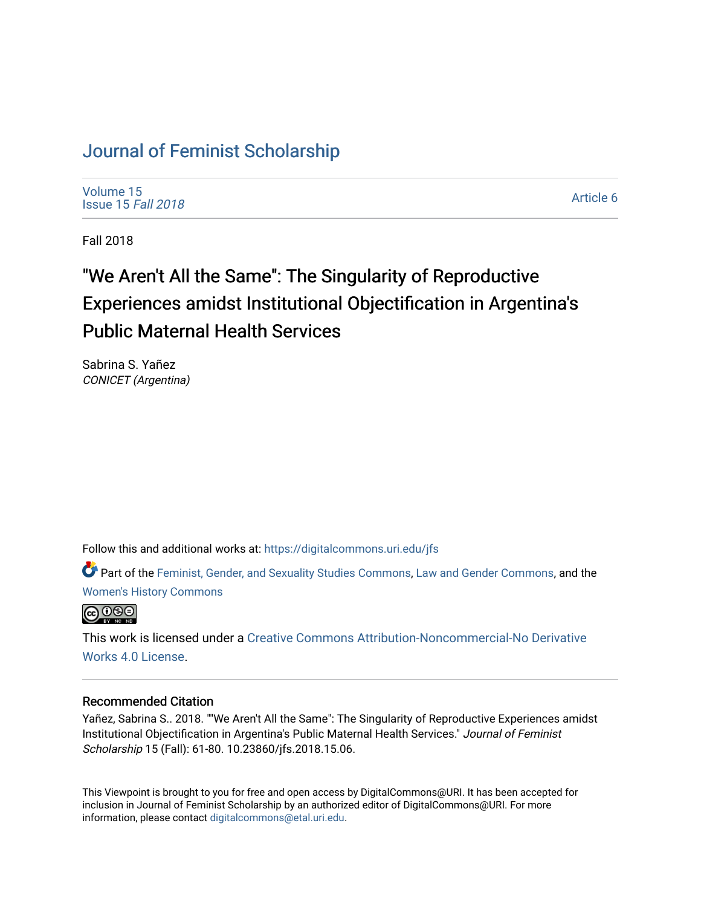# Journal of Feminist Scholarship

Volume 15
Issue 15 *Fall 2018*

Article 6

Fall 2018

## "We Aren't All the Same": The Singularity of Reproductive Experiences amidst Institutional Objectification in Argentina's Public Maternal Health Services

Sabrina S. Yañez
*CONICET (Argentina)*

Follow this and additional works at: https://digitalcommons.uri.edu/jfs

Part of the Feminist, Gender, and Sexuality Studies Commons, Law and Gender Commons, and the Women's History Commons

This work is licensed under a Creative Commons Attribution-Noncommercial-No Derivative Works 4.0 License.

### Recommended Citation

Yañez, Sabrina S.. 2018. ""We Aren't All the Same": The Singularity of Reproductive Experiences amidst Institutional Objectification in Argentina's Public Maternal Health Services." *Journal of Feminist Scholarship* 15 (Fall): 61-80. 10.23860/jfs.2018.15.06.

This Viewpoint is brought to you for free and open access by DigitalCommons@URI. It has been accepted for inclusion in Journal of Feminist Scholarship by an authorized editor of DigitalCommons@URI. For more information, please contact digitalcommons@etal.uri.edu.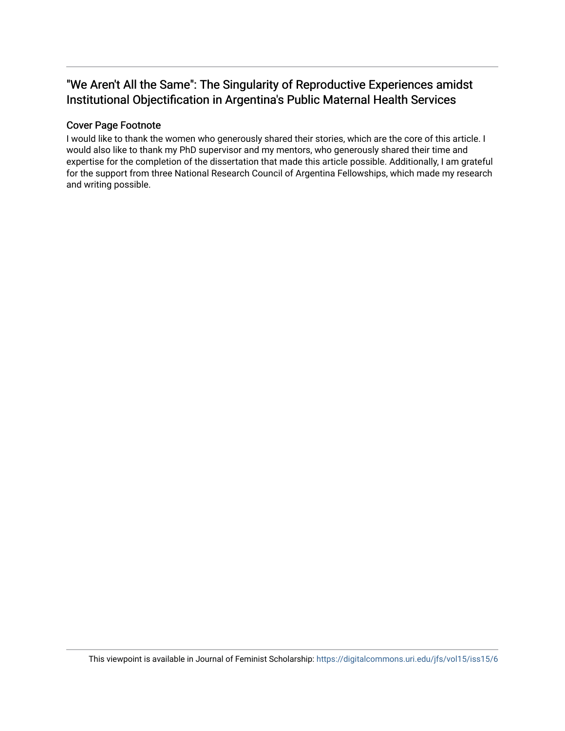## "We Aren't All the Same": The Singularity of Reproductive Experiences amidst Institutional Objectification in Argentina's Public Maternal Health Services

### Cover Page Footnote

I would like to thank the women who generously shared their stories, which are the core of this article. I would also like to thank my PhD supervisor and my mentors, who generously shared their time and expertise for the completion of the dissertation that made this article possible. Additionally, I am grateful for the support from three National Research Council of Argentina Fellowships, which made my research and writing possible.

This viewpoint is available in Journal of Feminist Scholarship: https://digitalcommons.uri.edu/jfs/vol15/iss15/6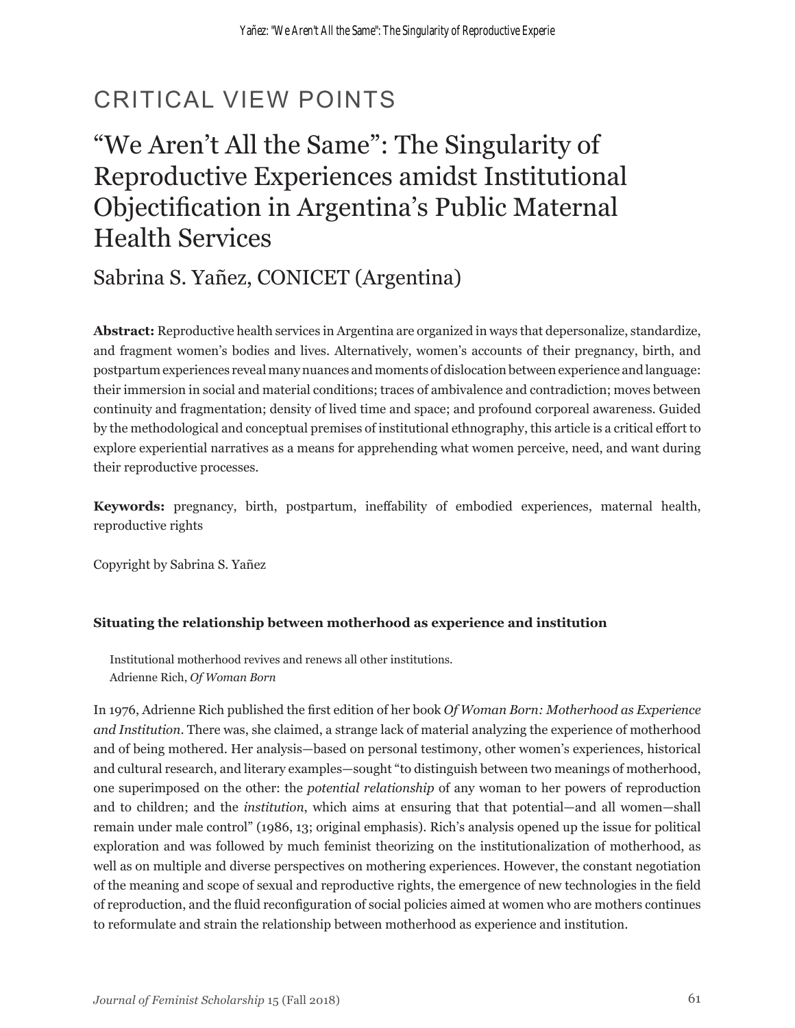# CRITICAL VIEW POINTS

## "We Aren't All the Same": The Singularity of Reproductive Experiences amidst Institutional Objectification in Argentina's Public Maternal Health Services

### Sabrina S. Yañez, CONICET (Argentina)

**Abstract:** Reproductive health services in Argentina are organized in ways that depersonalize, standardize, and fragment women's bodies and lives. Alternatively, women's accounts of their pregnancy, birth, and postpartum experiences reveal many nuances and moments of dislocation between experience and language: their immersion in social and material conditions; traces of ambivalence and contradiction; moves between continuity and fragmentation; density of lived time and space; and profound corporeal awareness. Guided by the methodological and conceptual premises of institutional ethnography, this article is a critical effort to explore experiential narratives as a means for apprehending what women perceive, need, and want during their reproductive processes.

**Keywords:** pregnancy, birth, postpartum, ineffability of embodied experiences, maternal health, reproductive rights

Copyright by Sabrina S. Yañez

**Situating the relationship between motherhood as experience and institution**

> Institutional motherhood revives and renews all other institutions.
> Adrienne Rich, *Of Woman Born*

In 1976, Adrienne Rich published the first edition of her book *Of Woman Born: Motherhood as Experience and Institution*. There was, she claimed, a strange lack of material analyzing the experience of motherhood and of being mothered. Her analysis—based on personal testimony, other women's experiences, historical and cultural research, and literary examples—sought "to distinguish between two meanings of motherhood, one superimposed on the other: the *potential relationship* of any woman to her powers of reproduction and to children; and the *institution*, which aims at ensuring that that potential—and all women—shall remain under male control" (1986, 13; original emphasis). Rich's analysis opened up the issue for political exploration and was followed by much feminist theorizing on the institutionalization of motherhood, as well as on multiple and diverse perspectives on mothering experiences. However, the constant negotiation of the meaning and scope of sexual and reproductive rights, the emergence of new technologies in the field of reproduction, and the fluid reconfiguration of social policies aimed at women who are mothers continues to reformulate and strain the relationship between motherhood as experience and institution.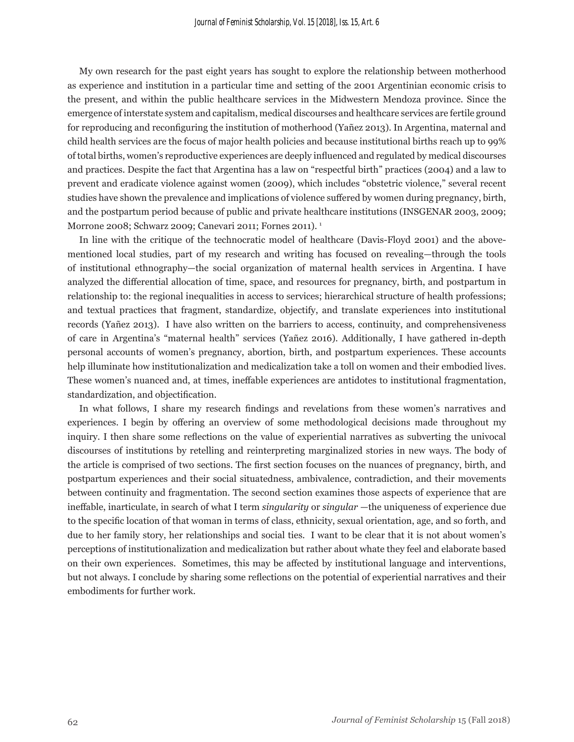My own research for the past eight years has sought to explore the relationship between motherhood as experience and institution in a particular time and setting of the 2001 Argentinian economic crisis to the present, and within the public healthcare services in the Midwestern Mendoza province. Since the emergence of interstate system and capitalism, medical discourses and healthcare services are fertile ground for reproducing and reconfiguring the institution of motherhood (Yañez 2013). In Argentina, maternal and child health services are the focus of major health policies and because institutional births reach up to 99% of total births, women's reproductive experiences are deeply influenced and regulated by medical discourses and practices. Despite the fact that Argentina has a law on "respectful birth" practices (2004) and a law to prevent and eradicate violence against women (2009), which includes "obstetric violence," several recent studies have shown the prevalence and implications of violence suffered by women during pregnancy, birth, and the postpartum period because of public and private healthcare institutions (INSGENAR 2003, 2009; Morrone 2008; Schwarz 2009; Canevari 2011; Fornes 2011). [1]

In line with the critique of the technocratic model of healthcare (Davis-Floyd 2001) and the above-mentioned local studies, part of my research and writing has focused on revealing—through the tools of institutional ethnography—the social organization of maternal health services in Argentina. I have analyzed the differential allocation of time, space, and resources for pregnancy, birth, and postpartum in relationship to: the regional inequalities in access to services; hierarchical structure of health professions; and textual practices that fragment, standardize, objectify, and translate experiences into institutional records (Yañez 2013). I have also written on the barriers to access, continuity, and comprehensiveness of care in Argentina's "maternal health" services (Yañez 2016). Additionally, I have gathered in-depth personal accounts of women's pregnancy, abortion, birth, and postpartum experiences. These accounts help illuminate how institutionalization and medicalization take a toll on women and their embodied lives. These women's nuanced and, at times, ineffable experiences are antidotes to institutional fragmentation, standardization, and objectification.

In what follows, I share my research findings and revelations from these women's narratives and experiences. I begin by offering an overview of some methodological decisions made throughout my inquiry. I then share some reflections on the value of experiential narratives as subverting the univocal discourses of institutions by retelling and reinterpreting marginalized stories in new ways. The body of the article is comprised of two sections. The first section focuses on the nuances of pregnancy, birth, and postpartum experiences and their social situatedness, ambivalence, contradiction, and their movements between continuity and fragmentation. The second section examines those aspects of experience that are ineffable, inarticulate, in search of what I term *singularity* or *singular* —the uniqueness of experience due to the specific location of that woman in terms of class, ethnicity, sexual orientation, age, and so forth, and due to her family story, her relationships and social ties. I want to be clear that it is not about women's perceptions of institutionalization and medicalization but rather about whate they feel and elaborate based on their own experiences. Sometimes, this may be affected by institutional language and interventions, but not always. I conclude by sharing some reflections on the potential of experiential narratives and their embodiments for further work.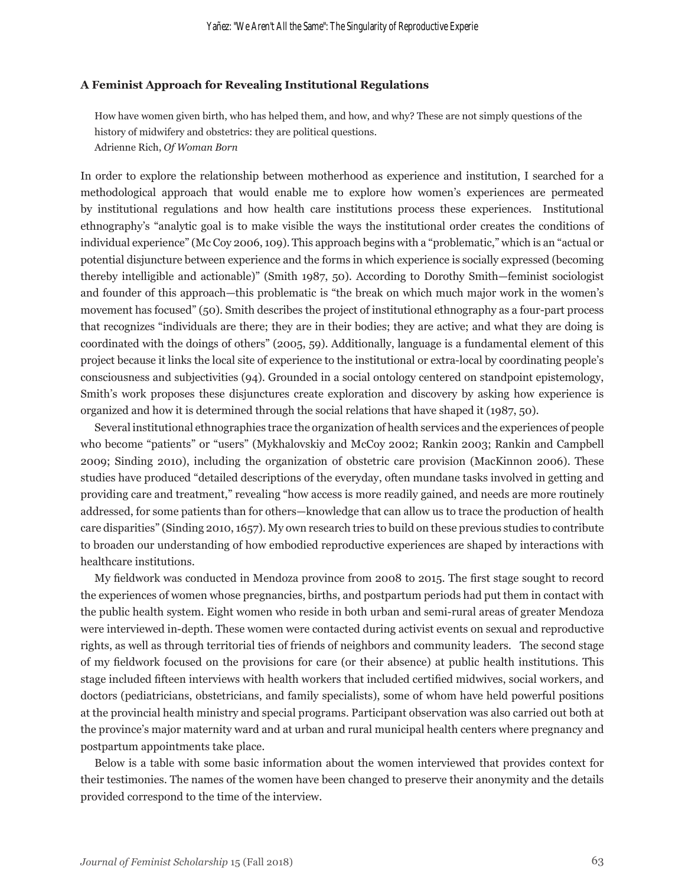### A Feminist Approach for Revealing Institutional Regulations

> How have women given birth, who has helped them, and how, and why? These are not simply questions of the history of midwifery and obstetrics: they are political questions.
> Adrienne Rich, *Of Woman Born*

In order to explore the relationship between motherhood as experience and institution, I searched for a methodological approach that would enable me to explore how women's experiences are permeated by institutional regulations and how health care institutions process these experiences. Institutional ethnography's "analytic goal is to make visible the ways the institutional order creates the conditions of individual experience" (Mc Coy 2006, 109). This approach begins with a "problematic," which is an "actual or potential disjuncture between experience and the forms in which experience is socially expressed (becoming thereby intelligible and actionable)" (Smith 1987, 50). According to Dorothy Smith—feminist sociologist and founder of this approach—this problematic is "the break on which much major work in the women's movement has focused" (50). Smith describes the project of institutional ethnography as a four-part process that recognizes "individuals are there; they are in their bodies; they are active; and what they are doing is coordinated with the doings of others" (2005, 59). Additionally, language is a fundamental element of this project because it links the local site of experience to the institutional or extra-local by coordinating people's consciousness and subjectivities (94). Grounded in a social ontology centered on standpoint epistemology, Smith's work proposes these disjunctures create exploration and discovery by asking how experience is organized and how it is determined through the social relations that have shaped it (1987, 50).

Several institutional ethnographies trace the organization of health services and the experiences of people who become "patients" or "users" (Mykhalovskiy and McCoy 2002; Rankin 2003; Rankin and Campbell 2009; Sinding 2010), including the organization of obstetric care provision (MacKinnon 2006). These studies have produced "detailed descriptions of the everyday, often mundane tasks involved in getting and providing care and treatment," revealing "how access is more readily gained, and needs are more routinely addressed, for some patients than for others—knowledge that can allow us to trace the production of health care disparities" (Sinding 2010, 1657). My own research tries to build on these previous studies to contribute to broaden our understanding of how embodied reproductive experiences are shaped by interactions with healthcare institutions.

My fieldwork was conducted in Mendoza province from 2008 to 2015. The first stage sought to record the experiences of women whose pregnancies, births, and postpartum periods had put them in contact with the public health system. Eight women who reside in both urban and semi-rural areas of greater Mendoza were interviewed in-depth. These women were contacted during activist events on sexual and reproductive rights, as well as through territorial ties of friends of neighbors and community leaders. The second stage of my fieldwork focused on the provisions for care (or their absence) at public health institutions. This stage included fifteen interviews with health workers that included certified midwives, social workers, and doctors (pediatricians, obstetricians, and family specialists), some of whom have held powerful positions at the provincial health ministry and special programs. Participant observation was also carried out both at the province's major maternity ward and at urban and rural municipal health centers where pregnancy and postpartum appointments take place.

Below is a table with some basic information about the women interviewed that provides context for their testimonies. The names of the women have been changed to preserve their anonymity and the details provided correspond to the time of the interview.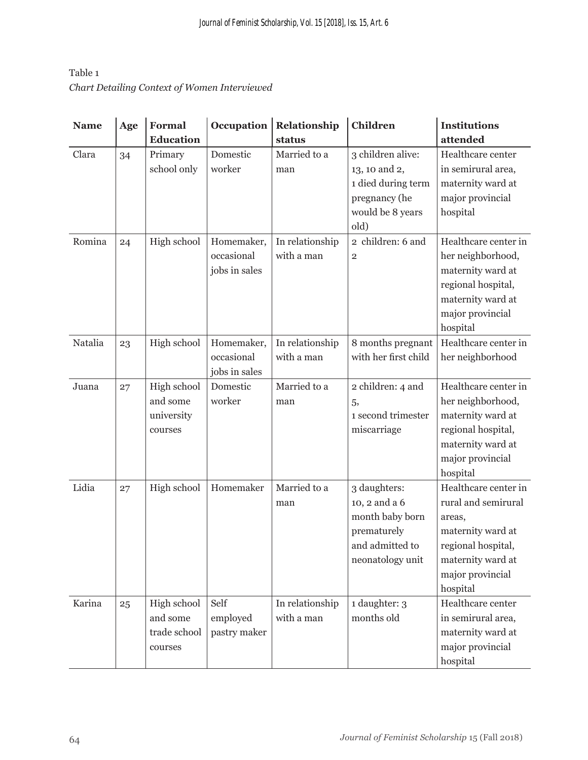Table 1
*Chart Detailing Context of Women Interviewed*

| **Name** | **Age** | **Formal Education** | **Occupation** | **Relationship status** | **Children** | **Institutions attended** |
|---|---|---|---|---|---|---|
| Clara | 34 | Primary school only | Domestic worker | Married to a man | 3 children alive: 13, 10 and 2, 1 died during term pregnancy (he would be 8 years old) | Healthcare center in semirural area, maternity ward at major provincial hospital |
| Romina | 24 | High school | Homemaker, occasional jobs in sales | In relationship with a man | 2 children: 6 and 2 | Healthcare center in her neighborhood, maternity ward at regional hospital, maternity ward at major provincial hospital |
| Natalia | 23 | High school | Homemaker, occasional jobs in sales | In relationship with a man | 8 months pregnant with her first child | Healthcare center in her neighborhood |
| Juana | 27 | High school and some university courses | Domestic worker | Married to a man | 2 children: 4 and 5, 1 second trimester miscarriage | Healthcare center in her neighborhood, maternity ward at regional hospital, maternity ward at major provincial hospital |
| Lidia | 27 | High school | Homemaker | Married to a man | 3 daughters: 10, 2 and a 6 month baby born prematurely and admitted to neonatology unit | Healthcare center in rural and semirural areas, maternity ward at regional hospital, maternity ward at major provincial hospital |
| Karina | 25 | High school and some trade school courses | Self employed pastry maker | In relationship with a man | 1 daughter: 3 months old | Healthcare center in semirural area, maternity ward at major provincial hospital |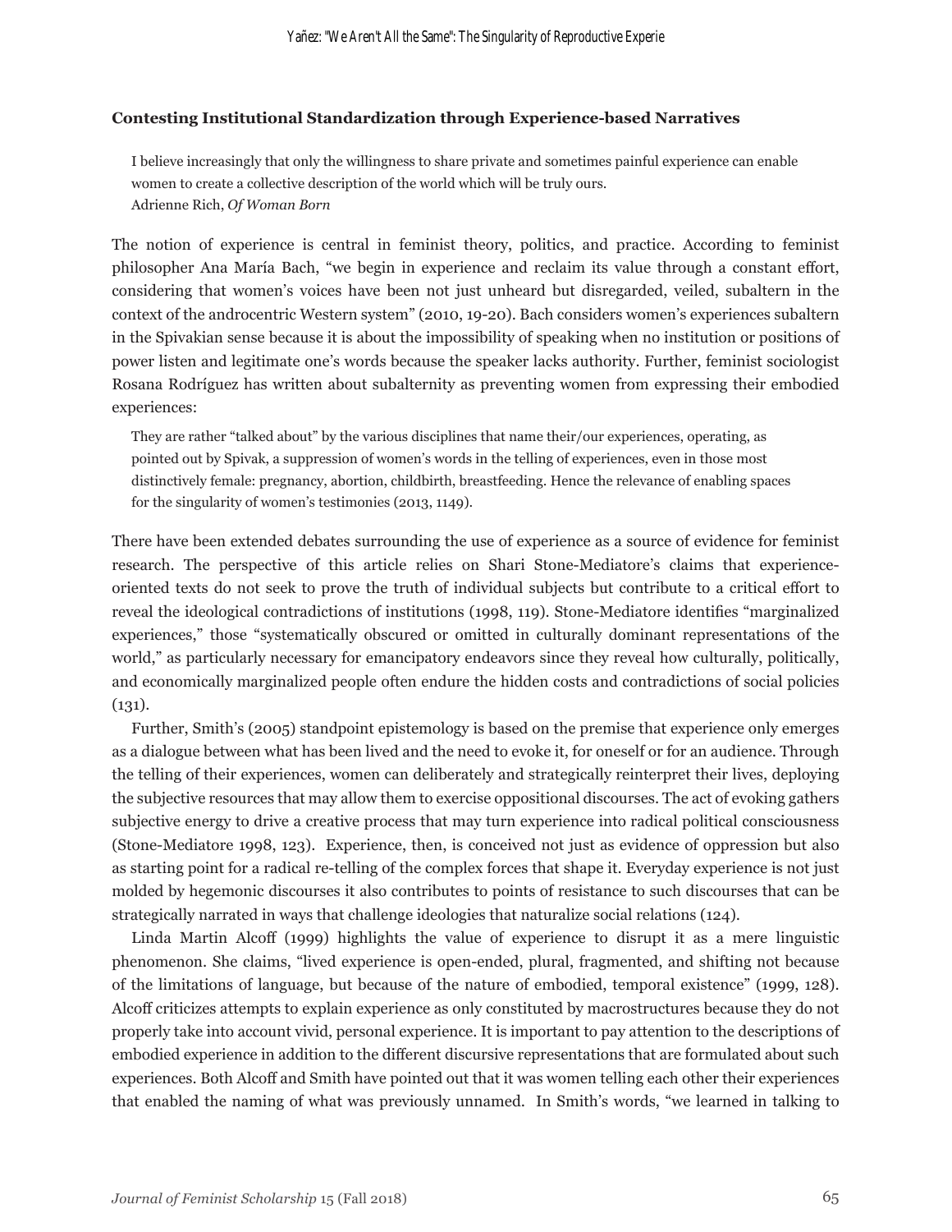### Contesting Institutional Standardization through Experience-based Narratives

> I believe increasingly that only the willingness to share private and sometimes painful experience can enable women to create a collective description of the world which will be truly ours.
> Adrienne Rich, *Of Woman Born*

The notion of experience is central in feminist theory, politics, and practice. According to feminist philosopher Ana María Bach, "we begin in experience and reclaim its value through a constant effort, considering that women's voices have been not just unheard but disregarded, veiled, subaltern in the context of the androcentric Western system" (2010, 19-20). Bach considers women's experiences subaltern in the Spivakian sense because it is about the impossibility of speaking when no institution or positions of power listen and legitimate one's words because the speaker lacks authority. Further, feminist sociologist Rosana Rodríguez has written about subalternity as preventing women from expressing their embodied experiences:

> They are rather "talked about" by the various disciplines that name their/our experiences, operating, as pointed out by Spivak, a suppression of women's words in the telling of experiences, even in those most distinctively female: pregnancy, abortion, childbirth, breastfeeding. Hence the relevance of enabling spaces for the singularity of women's testimonies (2013, 1149).

There have been extended debates surrounding the use of experience as a source of evidence for feminist research. The perspective of this article relies on Shari Stone-Mediatore's claims that experience-oriented texts do not seek to prove the truth of individual subjects but contribute to a critical effort to reveal the ideological contradictions of institutions (1998, 119). Stone-Mediatore identifies "marginalized experiences," those "systematically obscured or omitted in culturally dominant representations of the world," as particularly necessary for emancipatory endeavors since they reveal how culturally, politically, and economically marginalized people often endure the hidden costs and contradictions of social policies (131).

Further, Smith's (2005) standpoint epistemology is based on the premise that experience only emerges as a dialogue between what has been lived and the need to evoke it, for oneself or for an audience. Through the telling of their experiences, women can deliberately and strategically reinterpret their lives, deploying the subjective resources that may allow them to exercise oppositional discourses. The act of evoking gathers subjective energy to drive a creative process that may turn experience into radical political consciousness (Stone-Mediatore 1998, 123). Experience, then, is conceived not just as evidence of oppression but also as starting point for a radical re-telling of the complex forces that shape it. Everyday experience is not just molded by hegemonic discourses it also contributes to points of resistance to such discourses that can be strategically narrated in ways that challenge ideologies that naturalize social relations (124).

Linda Martin Alcoff (1999) highlights the value of experience to disrupt it as a mere linguistic phenomenon. She claims, "lived experience is open-ended, plural, fragmented, and shifting not because of the limitations of language, but because of the nature of embodied, temporal existence" (1999, 128). Alcoff criticizes attempts to explain experience as only constituted by macrostructures because they do not properly take into account vivid, personal experience. It is important to pay attention to the descriptions of embodied experience in addition to the different discursive representations that are formulated about such experiences. Both Alcoff and Smith have pointed out that it was women telling each other their experiences that enabled the naming of what was previously unnamed. In Smith's words, "we learned in talking to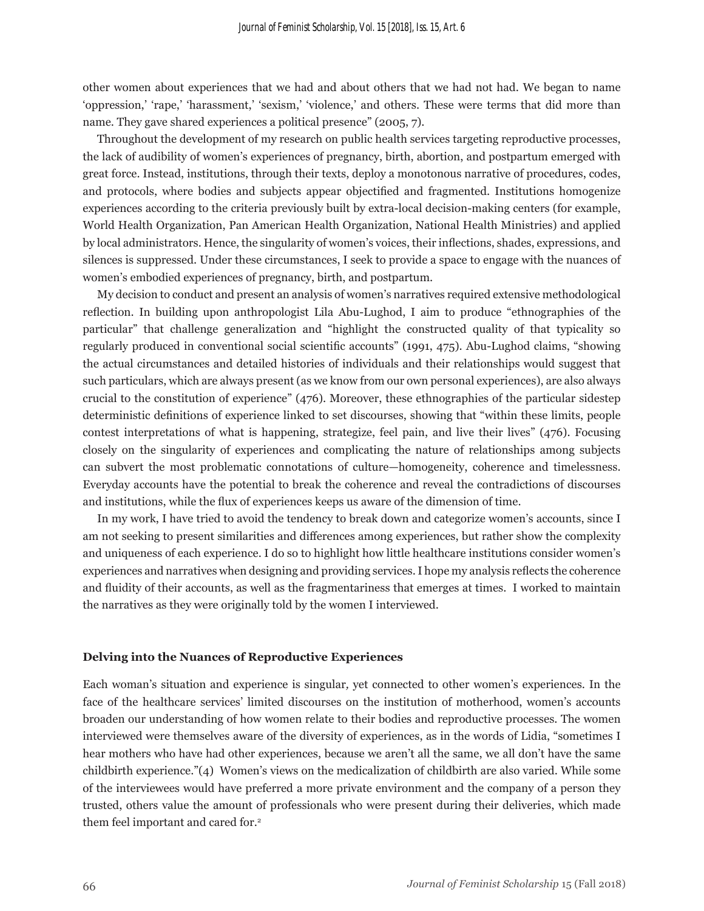other women about experiences that we had and about others that we had not had. We began to name 'oppression,' 'rape,' 'harassment,' 'sexism,' 'violence,' and others. These were terms that did more than name. They gave shared experiences a political presence" (2005, 7).

Throughout the development of my research on public health services targeting reproductive processes, the lack of audibility of women's experiences of pregnancy, birth, abortion, and postpartum emerged with great force. Instead, institutions, through their texts, deploy a monotonous narrative of procedures, codes, and protocols, where bodies and subjects appear objectified and fragmented. Institutions homogenize experiences according to the criteria previously built by extra-local decision-making centers (for example, World Health Organization, Pan American Health Organization, National Health Ministries) and applied by local administrators. Hence, the singularity of women's voices, their inflections, shades, expressions, and silences is suppressed. Under these circumstances, I seek to provide a space to engage with the nuances of women's embodied experiences of pregnancy, birth, and postpartum.

My decision to conduct and present an analysis of women's narratives required extensive methodological reflection. In building upon anthropologist Lila Abu-Lughod, I aim to produce "ethnographies of the particular" that challenge generalization and "highlight the constructed quality of that typicality so regularly produced in conventional social scientific accounts" (1991, 475). Abu-Lughod claims, "showing the actual circumstances and detailed histories of individuals and their relationships would suggest that such particulars, which are always present (as we know from our own personal experiences), are also always crucial to the constitution of experience" (476). Moreover, these ethnographies of the particular sidestep deterministic definitions of experience linked to set discourses, showing that "within these limits, people contest interpretations of what is happening, strategize, feel pain, and live their lives" (476). Focusing closely on the singularity of experiences and complicating the nature of relationships among subjects can subvert the most problematic connotations of culture—homogeneity, coherence and timelessness. Everyday accounts have the potential to break the coherence and reveal the contradictions of discourses and institutions, while the flux of experiences keeps us aware of the dimension of time.

In my work, I have tried to avoid the tendency to break down and categorize women's accounts, since I am not seeking to present similarities and differences among experiences, but rather show the complexity and uniqueness of each experience. I do so to highlight how little healthcare institutions consider women's experiences and narratives when designing and providing services. I hope my analysis reflects the coherence and fluidity of their accounts, as well as the fragmentariness that emerges at times. I worked to maintain the narratives as they were originally told by the women I interviewed.

### Delving into the Nuances of Reproductive Experiences

Each woman's situation and experience is singular, yet connected to other women's experiences. In the face of the healthcare services' limited discourses on the institution of motherhood, women's accounts broaden our understanding of how women relate to their bodies and reproductive processes. The women interviewed were themselves aware of the diversity of experiences, as in the words of Lidia, "sometimes I hear mothers who have had other experiences, because we aren't all the same, we all don't have the same childbirth experience."(4) Women's views on the medicalization of childbirth are also varied. While some of the interviewees would have preferred a more private environment and the company of a person they trusted, others value the amount of professionals who were present during their deliveries, which made them feel important and cared for.[2]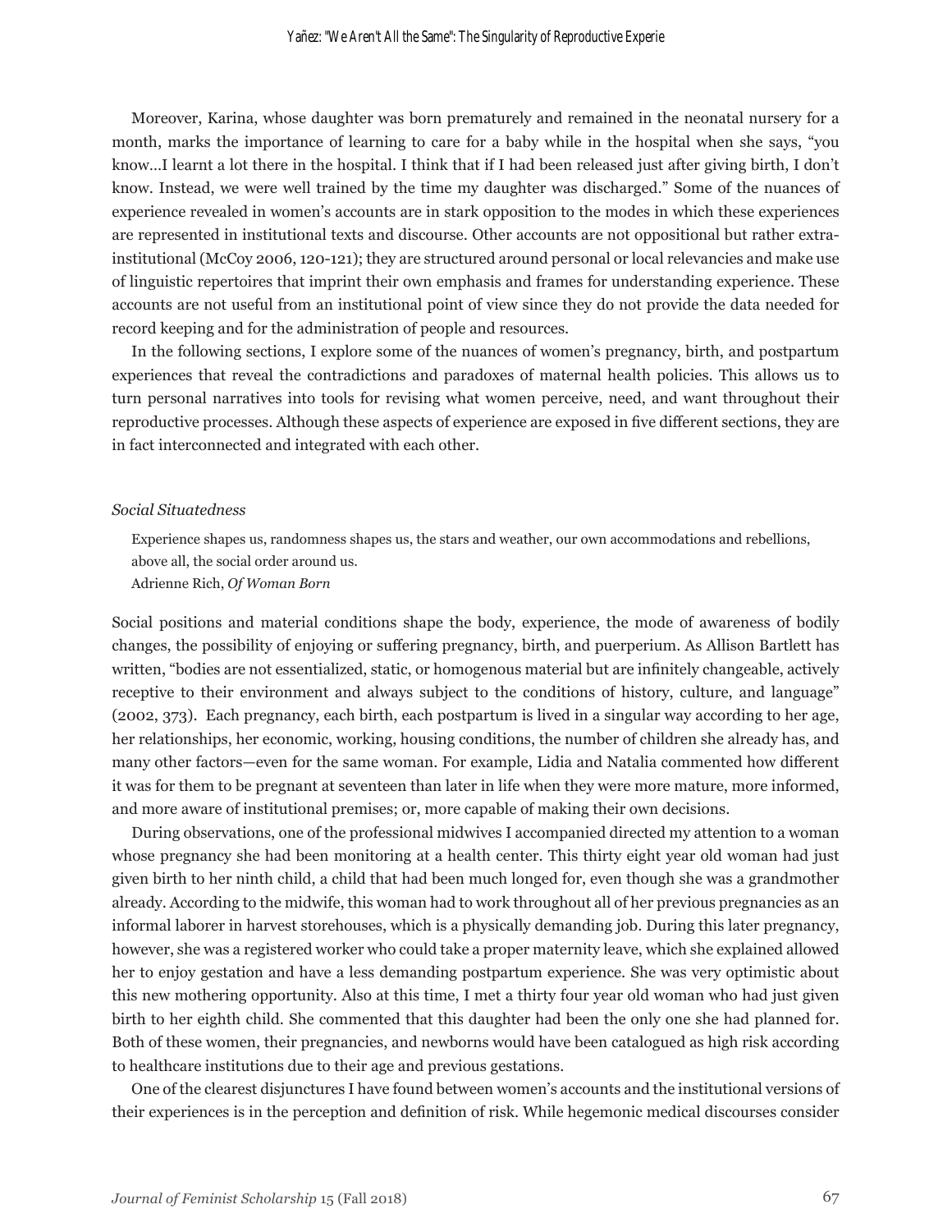Moreover, Karina, whose daughter was born prematurely and remained in the neonatal nursery for a month, marks the importance of learning to care for a baby while in the hospital when she says, "you know…I learnt a lot there in the hospital. I think that if I had been released just after giving birth, I don't know. Instead, we were well trained by the time my daughter was discharged." Some of the nuances of experience revealed in women's accounts are in stark opposition to the modes in which these experiences are represented in institutional texts and discourse. Other accounts are not oppositional but rather extra-institutional (McCoy 2006, 120-121); they are structured around personal or local relevancies and make use of linguistic repertoires that imprint their own emphasis and frames for understanding experience. These accounts are not useful from an institutional point of view since they do not provide the data needed for record keeping and for the administration of people and resources.

In the following sections, I explore some of the nuances of women's pregnancy, birth, and postpartum experiences that reveal the contradictions and paradoxes of maternal health policies. This allows us to turn personal narratives into tools for revising what women perceive, need, and want throughout their reproductive processes. Although these aspects of experience are exposed in five different sections, they are in fact interconnected and integrated with each other.

### *Social Situatedness*

> Experience shapes us, randomness shapes us, the stars and weather, our own accommodations and rebellions, above all, the social order around us.
> Adrienne Rich, *Of Woman Born*

Social positions and material conditions shape the body, experience, the mode of awareness of bodily changes, the possibility of enjoying or suffering pregnancy, birth, and puerperium. As Allison Bartlett has written, "bodies are not essentialized, static, or homogenous material but are infinitely changeable, actively receptive to their environment and always subject to the conditions of history, culture, and language" (2002, 373). Each pregnancy, each birth, each postpartum is lived in a singular way according to her age, her relationships, her economic, working, housing conditions, the number of children she already has, and many other factors—even for the same woman. For example, Lidia and Natalia commented how different it was for them to be pregnant at seventeen than later in life when they were more mature, more informed, and more aware of institutional premises; or, more capable of making their own decisions.

During observations, one of the professional midwives I accompanied directed my attention to a woman whose pregnancy she had been monitoring at a health center. This thirty eight year old woman had just given birth to her ninth child, a child that had been much longed for, even though she was a grandmother already. According to the midwife, this woman had to work throughout all of her previous pregnancies as an informal laborer in harvest storehouses, which is a physically demanding job. During this later pregnancy, however, she was a registered worker who could take a proper maternity leave, which she explained allowed her to enjoy gestation and have a less demanding postpartum experience. She was very optimistic about this new mothering opportunity. Also at this time, I met a thirty four year old woman who had just given birth to her eighth child. She commented that this daughter had been the only one she had planned for. Both of these women, their pregnancies, and newborns would have been catalogued as high risk according to healthcare institutions due to their age and previous gestations.

One of the clearest disjunctures I have found between women's accounts and the institutional versions of their experiences is in the perception and definition of risk. While hegemonic medical discourses consider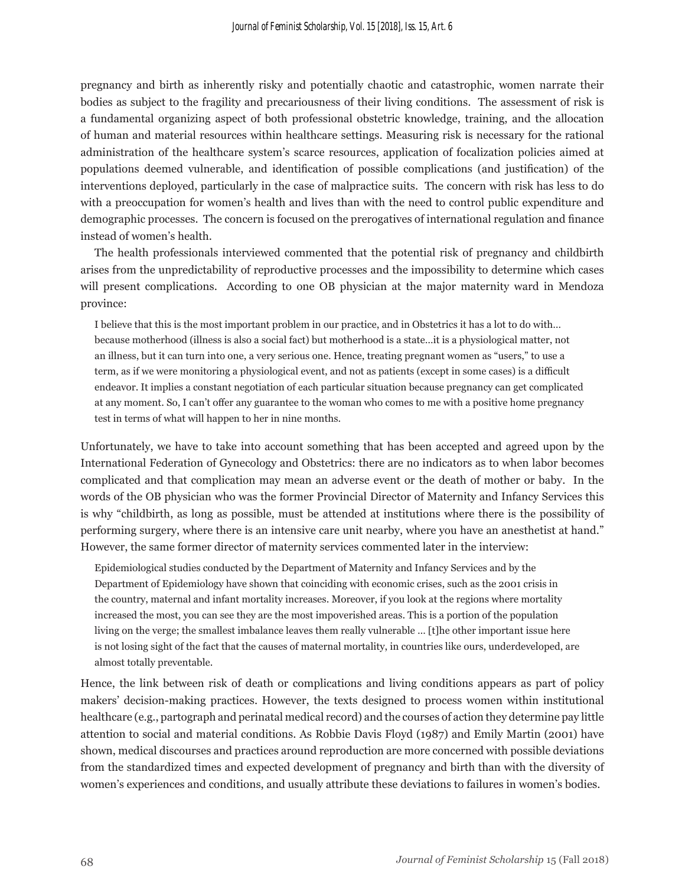pregnancy and birth as inherently risky and potentially chaotic and catastrophic, women narrate their bodies as subject to the fragility and precariousness of their living conditions. The assessment of risk is a fundamental organizing aspect of both professional obstetric knowledge, training, and the allocation of human and material resources within healthcare settings. Measuring risk is necessary for the rational administration of the healthcare system's scarce resources, application of focalization policies aimed at populations deemed vulnerable, and identification of possible complications (and justification) of the interventions deployed, particularly in the case of malpractice suits. The concern with risk has less to do with a preoccupation for women's health and lives than with the need to control public expenditure and demographic processes. The concern is focused on the prerogatives of international regulation and finance instead of women's health.

The health professionals interviewed commented that the potential risk of pregnancy and childbirth arises from the unpredictability of reproductive processes and the impossibility to determine which cases will present complications. According to one OB physician at the major maternity ward in Mendoza province:

> I believe that this is the most important problem in our practice, and in Obstetrics it has a lot to do with… because motherhood (illness is also a social fact) but motherhood is a state…it is a physiological matter, not an illness, but it can turn into one, a very serious one. Hence, treating pregnant women as "users," to use a term, as if we were monitoring a physiological event, and not as patients (except in some cases) is a difficult endeavor. It implies a constant negotiation of each particular situation because pregnancy can get complicated at any moment. So, I can't offer any guarantee to the woman who comes to me with a positive home pregnancy test in terms of what will happen to her in nine months.

Unfortunately, we have to take into account something that has been accepted and agreed upon by the International Federation of Gynecology and Obstetrics: there are no indicators as to when labor becomes complicated and that complication may mean an adverse event or the death of mother or baby. In the words of the OB physician who was the former Provincial Director of Maternity and Infancy Services this is why "childbirth, as long as possible, must be attended at institutions where there is the possibility of performing surgery, where there is an intensive care unit nearby, where you have an anesthetist at hand." However, the same former director of maternity services commented later in the interview:

> Epidemiological studies conducted by the Department of Maternity and Infancy Services and by the Department of Epidemiology have shown that coinciding with economic crises, such as the 2001 crisis in the country, maternal and infant mortality increases. Moreover, if you look at the regions where mortality increased the most, you can see they are the most impoverished areas. This is a portion of the population living on the verge; the smallest imbalance leaves them really vulnerable … [t]he other important issue here is not losing sight of the fact that the causes of maternal mortality, in countries like ours, underdeveloped, are almost totally preventable.

Hence, the link between risk of death or complications and living conditions appears as part of policy makers' decision-making practices. However, the texts designed to process women within institutional healthcare (e.g., partograph and perinatal medical record) and the courses of action they determine pay little attention to social and material conditions. As Robbie Davis Floyd (1987) and Emily Martin (2001) have shown, medical discourses and practices around reproduction are more concerned with possible deviations from the standardized times and expected development of pregnancy and birth than with the diversity of women's experiences and conditions, and usually attribute these deviations to failures in women's bodies.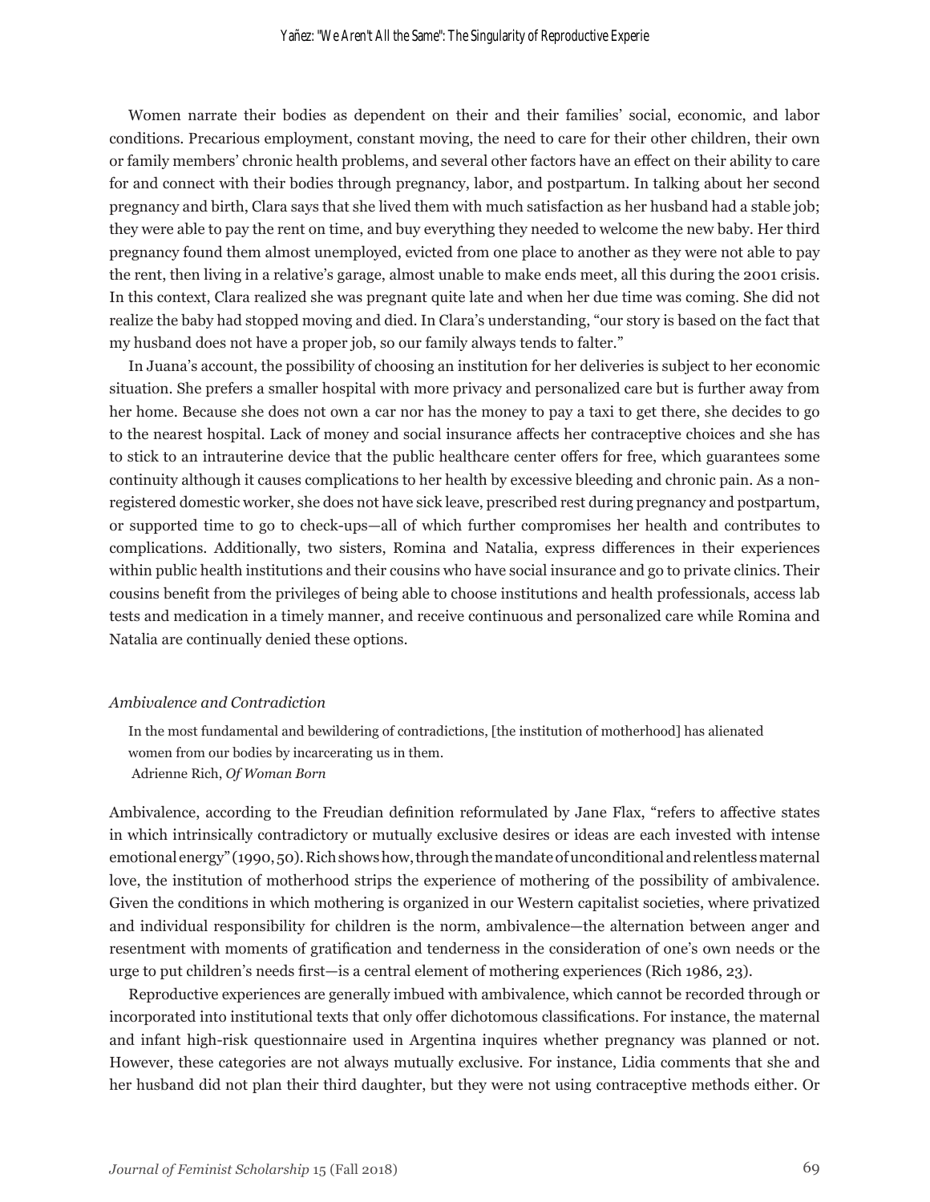Women narrate their bodies as dependent on their and their families' social, economic, and labor conditions. Precarious employment, constant moving, the need to care for their other children, their own or family members' chronic health problems, and several other factors have an effect on their ability to care for and connect with their bodies through pregnancy, labor, and postpartum. In talking about her second pregnancy and birth, Clara says that she lived them with much satisfaction as her husband had a stable job; they were able to pay the rent on time, and buy everything they needed to welcome the new baby. Her third pregnancy found them almost unemployed, evicted from one place to another as they were not able to pay the rent, then living in a relative's garage, almost unable to make ends meet, all this during the 2001 crisis. In this context, Clara realized she was pregnant quite late and when her due time was coming. She did not realize the baby had stopped moving and died. In Clara's understanding, "our story is based on the fact that my husband does not have a proper job, so our family always tends to falter."

In Juana's account, the possibility of choosing an institution for her deliveries is subject to her economic situation. She prefers a smaller hospital with more privacy and personalized care but is further away from her home. Because she does not own a car nor has the money to pay a taxi to get there, she decides to go to the nearest hospital. Lack of money and social insurance affects her contraceptive choices and she has to stick to an intrauterine device that the public healthcare center offers for free, which guarantees some continuity although it causes complications to her health by excessive bleeding and chronic pain. As a non-registered domestic worker, she does not have sick leave, prescribed rest during pregnancy and postpartum, or supported time to go to check-ups—all of which further compromises her health and contributes to complications. Additionally, two sisters, Romina and Natalia, express differences in their experiences within public health institutions and their cousins who have social insurance and go to private clinics. Their cousins benefit from the privileges of being able to choose institutions and health professionals, access lab tests and medication in a timely manner, and receive continuous and personalized care while Romina and Natalia are continually denied these options.

### *Ambivalence and Contradiction*

> In the most fundamental and bewildering of contradictions, [the institution of motherhood] has alienated women from our bodies by incarcerating us in them.
> Adrienne Rich, *Of Woman Born*

Ambivalence, according to the Freudian definition reformulated by Jane Flax, "refers to affective states in which intrinsically contradictory or mutually exclusive desires or ideas are each invested with intense emotional energy" (1990, 50). Rich shows how, through the mandate of unconditional and relentless maternal love, the institution of motherhood strips the experience of mothering of the possibility of ambivalence. Given the conditions in which mothering is organized in our Western capitalist societies, where privatized and individual responsibility for children is the norm, ambivalence—the alternation between anger and resentment with moments of gratification and tenderness in the consideration of one's own needs or the urge to put children's needs first—is a central element of mothering experiences (Rich 1986, 23).

Reproductive experiences are generally imbued with ambivalence, which cannot be recorded through or incorporated into institutional texts that only offer dichotomous classifications. For instance, the maternal and infant high-risk questionnaire used in Argentina inquires whether pregnancy was planned or not. However, these categories are not always mutually exclusive. For instance, Lidia comments that she and her husband did not plan their third daughter, but they were not using contraceptive methods either. Or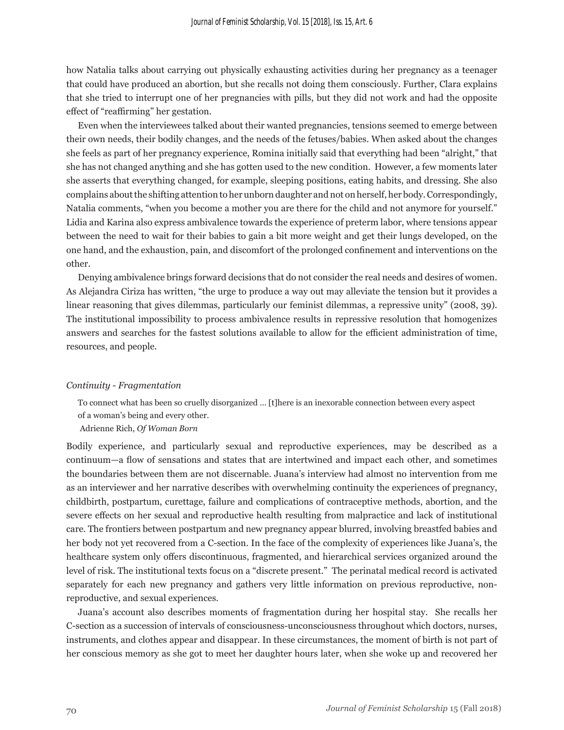how Natalia talks about carrying out physically exhausting activities during her pregnancy as a teenager that could have produced an abortion, but she recalls not doing them consciously. Further, Clara explains that she tried to interrupt one of her pregnancies with pills, but they did not work and had the opposite effect of "reaffirming" her gestation.

Even when the interviewees talked about their wanted pregnancies, tensions seemed to emerge between their own needs, their bodily changes, and the needs of the fetuses/babies. When asked about the changes she feels as part of her pregnancy experience, Romina initially said that everything had been "alright," that she has not changed anything and she has gotten used to the new condition. However, a few moments later she asserts that everything changed, for example, sleeping positions, eating habits, and dressing. She also complains about the shifting attention to her unborn daughter and not on herself, her body. Correspondingly, Natalia comments, "when you become a mother you are there for the child and not anymore for yourself." Lidia and Karina also express ambivalence towards the experience of preterm labor, where tensions appear between the need to wait for their babies to gain a bit more weight and get their lungs developed, on the one hand, and the exhaustion, pain, and discomfort of the prolonged confinement and interventions on the other.

Denying ambivalence brings forward decisions that do not consider the real needs and desires of women. As Alejandra Ciriza has written, "the urge to produce a way out may alleviate the tension but it provides a linear reasoning that gives dilemmas, particularly our feminist dilemmas, a repressive unity" (2008, 39). The institutional impossibility to process ambivalence results in repressive resolution that homogenizes answers and searches for the fastest solutions available to allow for the efficient administration of time, resources, and people.

### *Continuity - Fragmentation*

> To connect what has been so cruelly disorganized … [t]here is an inexorable connection between every aspect of a woman's being and every other.
>
> Adrienne Rich, *Of Woman Born*

Bodily experience, and particularly sexual and reproductive experiences, may be described as a continuum—a flow of sensations and states that are intertwined and impact each other, and sometimes the boundaries between them are not discernable. Juana's interview had almost no intervention from me as an interviewer and her narrative describes with overwhelming continuity the experiences of pregnancy, childbirth, postpartum, curettage, failure and complications of contraceptive methods, abortion, and the severe effects on her sexual and reproductive health resulting from malpractice and lack of institutional care. The frontiers between postpartum and new pregnancy appear blurred, involving breastfed babies and her body not yet recovered from a C-section. In the face of the complexity of experiences like Juana's, the healthcare system only offers discontinuous, fragmented, and hierarchical services organized around the level of risk. The institutional texts focus on a "discrete present." The perinatal medical record is activated separately for each new pregnancy and gathers very little information on previous reproductive, non-reproductive, and sexual experiences.

Juana's account also describes moments of fragmentation during her hospital stay. She recalls her C-section as a succession of intervals of consciousness-unconsciousness throughout which doctors, nurses, instruments, and clothes appear and disappear. In these circumstances, the moment of birth is not part of her conscious memory as she got to meet her daughter hours later, when she woke up and recovered her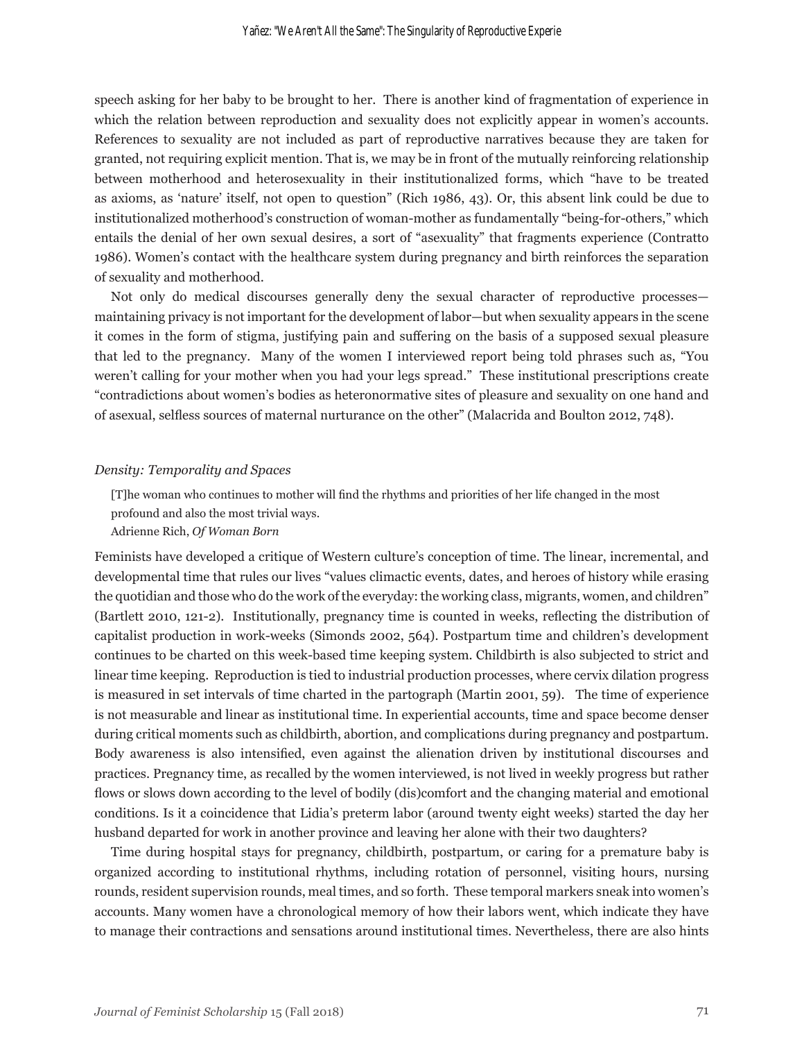speech asking for her baby to be brought to her. There is another kind of fragmentation of experience in which the relation between reproduction and sexuality does not explicitly appear in women's accounts. References to sexuality are not included as part of reproductive narratives because they are taken for granted, not requiring explicit mention. That is, we may be in front of the mutually reinforcing relationship between motherhood and heterosexuality in their institutionalized forms, which "have to be treated as axioms, as 'nature' itself, not open to question" (Rich 1986, 43). Or, this absent link could be due to institutionalized motherhood's construction of woman-mother as fundamentally "being-for-others," which entails the denial of her own sexual desires, a sort of "asexuality" that fragments experience (Contratto 1986). Women's contact with the healthcare system during pregnancy and birth reinforces the separation of sexuality and motherhood.

Not only do medical discourses generally deny the sexual character of reproductive processes—maintaining privacy is not important for the development of labor—but when sexuality appears in the scene it comes in the form of stigma, justifying pain and suffering on the basis of a supposed sexual pleasure that led to the pregnancy. Many of the women I interviewed report being told phrases such as, "You weren't calling for your mother when you had your legs spread." These institutional prescriptions create "contradictions about women's bodies as heteronormative sites of pleasure and sexuality on one hand and of asexual, selfless sources of maternal nurturance on the other" (Malacrida and Boulton 2012, 748).

*Density: Temporality and Spaces*

> [T]he woman who continues to mother will find the rhythms and priorities of her life changed in the most profound and also the most trivial ways.
> Adrienne Rich, *Of Woman Born*

Feminists have developed a critique of Western culture's conception of time. The linear, incremental, and developmental time that rules our lives "values climactic events, dates, and heroes of history while erasing the quotidian and those who do the work of the everyday: the working class, migrants, women, and children" (Bartlett 2010, 121-2). Institutionally, pregnancy time is counted in weeks, reflecting the distribution of capitalist production in work-weeks (Simonds 2002, 564). Postpartum time and children's development continues to be charted on this week-based time keeping system. Childbirth is also subjected to strict and linear time keeping. Reproduction is tied to industrial production processes, where cervix dilation progress is measured in set intervals of time charted in the partograph (Martin 2001, 59). The time of experience is not measurable and linear as institutional time. In experiential accounts, time and space become denser during critical moments such as childbirth, abortion, and complications during pregnancy and postpartum. Body awareness is also intensified, even against the alienation driven by institutional discourses and practices. Pregnancy time, as recalled by the women interviewed, is not lived in weekly progress but rather flows or slows down according to the level of bodily (dis)comfort and the changing material and emotional conditions. Is it a coincidence that Lidia's preterm labor (around twenty eight weeks) started the day her husband departed for work in another province and leaving her alone with their two daughters?

Time during hospital stays for pregnancy, childbirth, postpartum, or caring for a premature baby is organized according to institutional rhythms, including rotation of personnel, visiting hours, nursing rounds, resident supervision rounds, meal times, and so forth. These temporal markers sneak into women's accounts. Many women have a chronological memory of how their labors went, which indicate they have to manage their contractions and sensations around institutional times. Nevertheless, there are also hints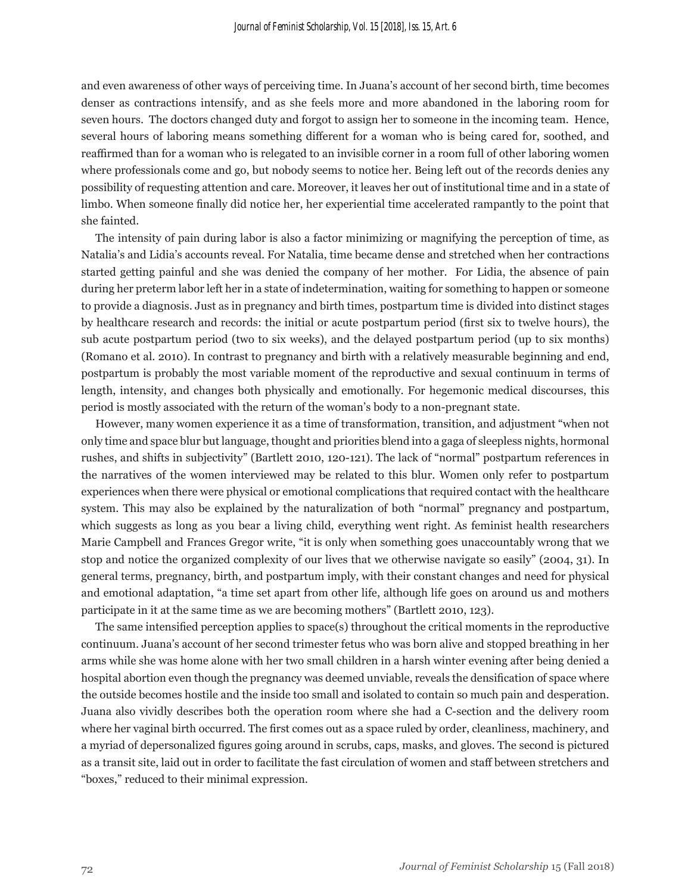and even awareness of other ways of perceiving time. In Juana's account of her second birth, time becomes denser as contractions intensify, and as she feels more and more abandoned in the laboring room for seven hours. The doctors changed duty and forgot to assign her to someone in the incoming team. Hence, several hours of laboring means something different for a woman who is being cared for, soothed, and reaffirmed than for a woman who is relegated to an invisible corner in a room full of other laboring women where professionals come and go, but nobody seems to notice her. Being left out of the records denies any possibility of requesting attention and care. Moreover, it leaves her out of institutional time and in a state of limbo. When someone finally did notice her, her experiential time accelerated rampantly to the point that she fainted.

The intensity of pain during labor is also a factor minimizing or magnifying the perception of time, as Natalia's and Lidia's accounts reveal. For Natalia, time became dense and stretched when her contractions started getting painful and she was denied the company of her mother. For Lidia, the absence of pain during her preterm labor left her in a state of indetermination, waiting for something to happen or someone to provide a diagnosis. Just as in pregnancy and birth times, postpartum time is divided into distinct stages by healthcare research and records: the initial or acute postpartum period (first six to twelve hours), the sub acute postpartum period (two to six weeks), and the delayed postpartum period (up to six months) (Romano et al. 2010). In contrast to pregnancy and birth with a relatively measurable beginning and end, postpartum is probably the most variable moment of the reproductive and sexual continuum in terms of length, intensity, and changes both physically and emotionally. For hegemonic medical discourses, this period is mostly associated with the return of the woman's body to a non-pregnant state.

However, many women experience it as a time of transformation, transition, and adjustment "when not only time and space blur but language, thought and priorities blend into a gaga of sleepless nights, hormonal rushes, and shifts in subjectivity" (Bartlett 2010, 120-121). The lack of "normal" postpartum references in the narratives of the women interviewed may be related to this blur. Women only refer to postpartum experiences when there were physical or emotional complications that required contact with the healthcare system. This may also be explained by the naturalization of both "normal" pregnancy and postpartum, which suggests as long as you bear a living child, everything went right. As feminist health researchers Marie Campbell and Frances Gregor write, "it is only when something goes unaccountably wrong that we stop and notice the organized complexity of our lives that we otherwise navigate so easily" (2004, 31). In general terms, pregnancy, birth, and postpartum imply, with their constant changes and need for physical and emotional adaptation, "a time set apart from other life, although life goes on around us and mothers participate in it at the same time as we are becoming mothers" (Bartlett 2010, 123).

The same intensified perception applies to space(s) throughout the critical moments in the reproductive continuum. Juana's account of her second trimester fetus who was born alive and stopped breathing in her arms while she was home alone with her two small children in a harsh winter evening after being denied a hospital abortion even though the pregnancy was deemed unviable, reveals the densification of space where the outside becomes hostile and the inside too small and isolated to contain so much pain and desperation. Juana also vividly describes both the operation room where she had a C-section and the delivery room where her vaginal birth occurred. The first comes out as a space ruled by order, cleanliness, machinery, and a myriad of depersonalized figures going around in scrubs, caps, masks, and gloves. The second is pictured as a transit site, laid out in order to facilitate the fast circulation of women and staff between stretchers and "boxes," reduced to their minimal expression.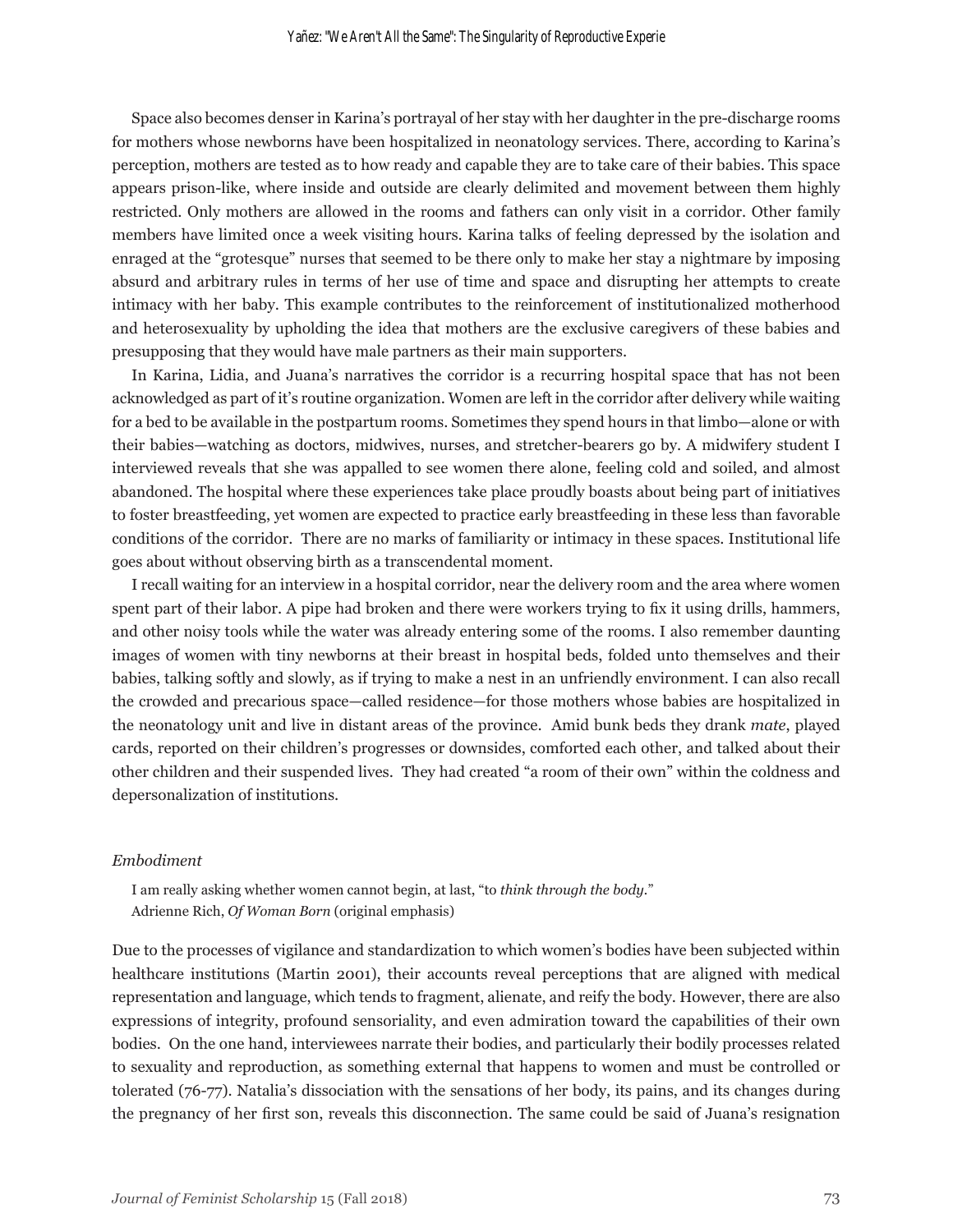Space also becomes denser in Karina's portrayal of her stay with her daughter in the pre-discharge rooms for mothers whose newborns have been hospitalized in neonatology services. There, according to Karina's perception, mothers are tested as to how ready and capable they are to take care of their babies. This space appears prison-like, where inside and outside are clearly delimited and movement between them highly restricted. Only mothers are allowed in the rooms and fathers can only visit in a corridor. Other family members have limited once a week visiting hours. Karina talks of feeling depressed by the isolation and enraged at the "grotesque" nurses that seemed to be there only to make her stay a nightmare by imposing absurd and arbitrary rules in terms of her use of time and space and disrupting her attempts to create intimacy with her baby. This example contributes to the reinforcement of institutionalized motherhood and heterosexuality by upholding the idea that mothers are the exclusive caregivers of these babies and presupposing that they would have male partners as their main supporters.

In Karina, Lidia, and Juana's narratives the corridor is a recurring hospital space that has not been acknowledged as part of it's routine organization. Women are left in the corridor after delivery while waiting for a bed to be available in the postpartum rooms. Sometimes they spend hours in that limbo—alone or with their babies—watching as doctors, midwives, nurses, and stretcher-bearers go by. A midwifery student I interviewed reveals that she was appalled to see women there alone, feeling cold and soiled, and almost abandoned. The hospital where these experiences take place proudly boasts about being part of initiatives to foster breastfeeding, yet women are expected to practice early breastfeeding in these less than favorable conditions of the corridor. There are no marks of familiarity or intimacy in these spaces. Institutional life goes about without observing birth as a transcendental moment.

I recall waiting for an interview in a hospital corridor, near the delivery room and the area where women spent part of their labor. A pipe had broken and there were workers trying to fix it using drills, hammers, and other noisy tools while the water was already entering some of the rooms. I also remember daunting images of women with tiny newborns at their breast in hospital beds, folded unto themselves and their babies, talking softly and slowly, as if trying to make a nest in an unfriendly environment. I can also recall the crowded and precarious space—called residence—for those mothers whose babies are hospitalized in the neonatology unit and live in distant areas of the province. Amid bunk beds they drank *mate*, played cards, reported on their children's progresses or downsides, comforted each other, and talked about their other children and their suspended lives. They had created "a room of their own" within the coldness and depersonalization of institutions.

### *Embodiment*

> I am really asking whether women cannot begin, at last, "to *think through the body*."
> Adrienne Rich, *Of Woman Born* (original emphasis)

Due to the processes of vigilance and standardization to which women's bodies have been subjected within healthcare institutions (Martin 2001), their accounts reveal perceptions that are aligned with medical representation and language, which tends to fragment, alienate, and reify the body. However, there are also expressions of integrity, profound sensoriality, and even admiration toward the capabilities of their own bodies. On the one hand, interviewees narrate their bodies, and particularly their bodily processes related to sexuality and reproduction, as something external that happens to women and must be controlled or tolerated (76-77). Natalia's dissociation with the sensations of her body, its pains, and its changes during the pregnancy of her first son, reveals this disconnection. The same could be said of Juana's resignation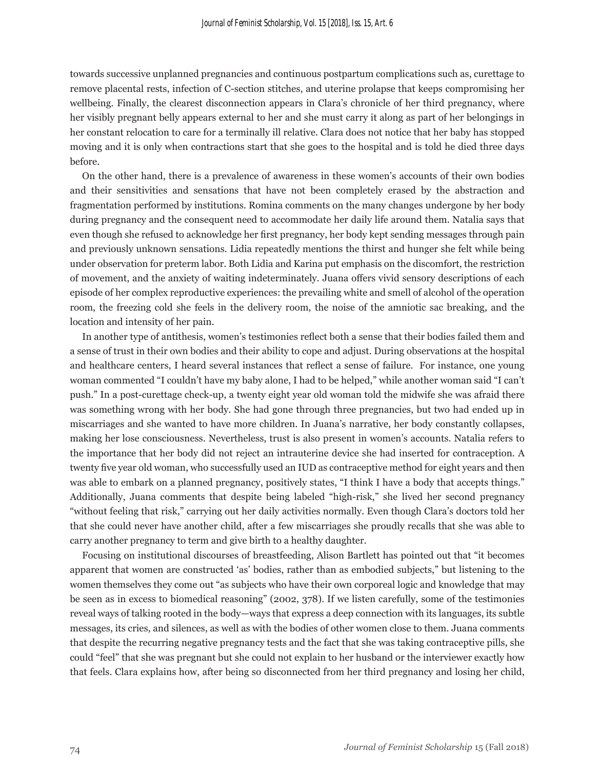towards successive unplanned pregnancies and continuous postpartum complications such as, curettage to remove placental rests, infection of C-section stitches, and uterine prolapse that keeps compromising her wellbeing. Finally, the clearest disconnection appears in Clara's chronicle of her third pregnancy, where her visibly pregnant belly appears external to her and she must carry it along as part of her belongings in her constant relocation to care for a terminally ill relative. Clara does not notice that her baby has stopped moving and it is only when contractions start that she goes to the hospital and is told he died three days before.

On the other hand, there is a prevalence of awareness in these women's accounts of their own bodies and their sensitivities and sensations that have not been completely erased by the abstraction and fragmentation performed by institutions. Romina comments on the many changes undergone by her body during pregnancy and the consequent need to accommodate her daily life around them. Natalia says that even though she refused to acknowledge her first pregnancy, her body kept sending messages through pain and previously unknown sensations. Lidia repeatedly mentions the thirst and hunger she felt while being under observation for preterm labor. Both Lidia and Karina put emphasis on the discomfort, the restriction of movement, and the anxiety of waiting indeterminately. Juana offers vivid sensory descriptions of each episode of her complex reproductive experiences: the prevailing white and smell of alcohol of the operation room, the freezing cold she feels in the delivery room, the noise of the amniotic sac breaking, and the location and intensity of her pain.

In another type of antithesis, women's testimonies reflect both a sense that their bodies failed them and a sense of trust in their own bodies and their ability to cope and adjust. During observations at the hospital and healthcare centers, I heard several instances that reflect a sense of failure. For instance, one young woman commented "I couldn't have my baby alone, I had to be helped," while another woman said "I can't push." In a post-curettage check-up, a twenty eight year old woman told the midwife she was afraid there was something wrong with her body. She had gone through three pregnancies, but two had ended up in miscarriages and she wanted to have more children. In Juana's narrative, her body constantly collapses, making her lose consciousness. Nevertheless, trust is also present in women's accounts. Natalia refers to the importance that her body did not reject an intrauterine device she had inserted for contraception. A twenty five year old woman, who successfully used an IUD as contraceptive method for eight years and then was able to embark on a planned pregnancy, positively states, "I think I have a body that accepts things." Additionally, Juana comments that despite being labeled "high-risk," she lived her second pregnancy "without feeling that risk," carrying out her daily activities normally. Even though Clara's doctors told her that she could never have another child, after a few miscarriages she proudly recalls that she was able to carry another pregnancy to term and give birth to a healthy daughter.

Focusing on institutional discourses of breastfeeding, Alison Bartlett has pointed out that "it becomes apparent that women are constructed 'as' bodies, rather than as embodied subjects," but listening to the women themselves they come out "as subjects who have their own corporeal logic and knowledge that may be seen as in excess to biomedical reasoning" (2002, 378). If we listen carefully, some of the testimonies reveal ways of talking rooted in the body—ways that express a deep connection with its languages, its subtle messages, its cries, and silences, as well as with the bodies of other women close to them. Juana comments that despite the recurring negative pregnancy tests and the fact that she was taking contraceptive pills, she could "feel" that she was pregnant but she could not explain to her husband or the interviewer exactly how that feels. Clara explains how, after being so disconnected from her third pregnancy and losing her child,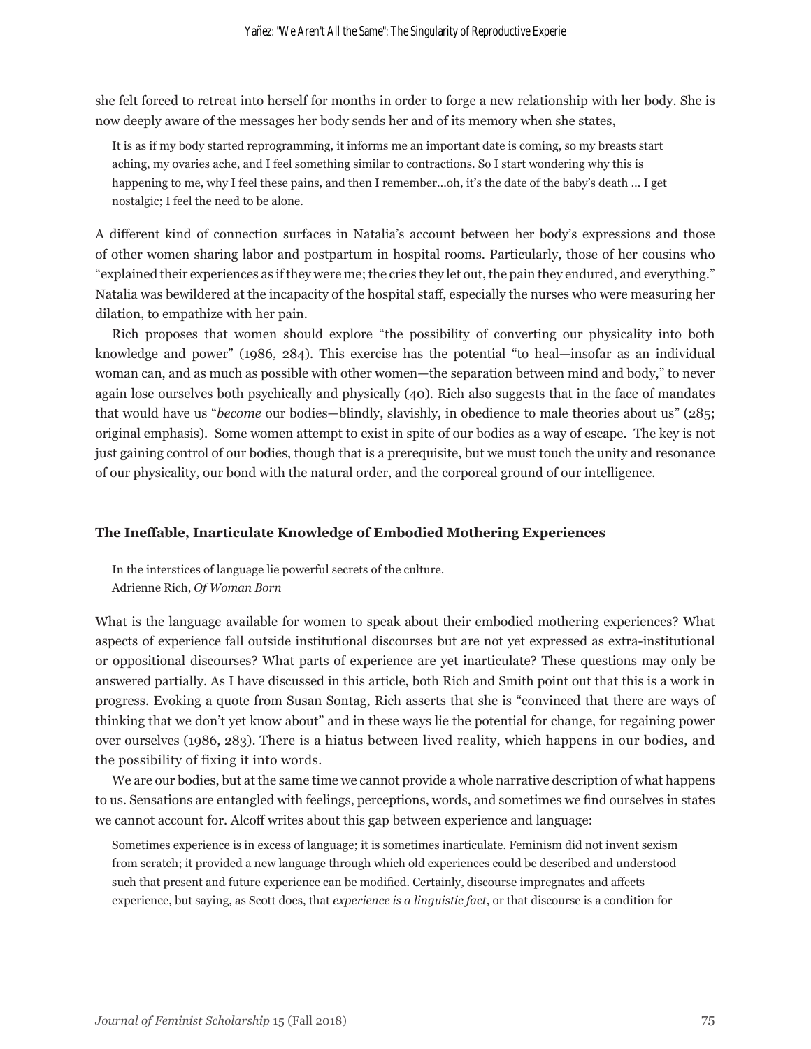she felt forced to retreat into herself for months in order to forge a new relationship with her body. She is now deeply aware of the messages her body sends her and of its memory when she states,

> It is as if my body started reprogramming, it informs me an important date is coming, so my breasts start aching, my ovaries ache, and I feel something similar to contractions. So I start wondering why this is happening to me, why I feel these pains, and then I remember…oh, it's the date of the baby's death … I get nostalgic; I feel the need to be alone.

A different kind of connection surfaces in Natalia's account between her body's expressions and those of other women sharing labor and postpartum in hospital rooms. Particularly, those of her cousins who "explained their experiences as if they were me; the cries they let out, the pain they endured, and everything." Natalia was bewildered at the incapacity of the hospital staff, especially the nurses who were measuring her dilation, to empathize with her pain.

Rich proposes that women should explore "the possibility of converting our physicality into both knowledge and power" (1986, 284). This exercise has the potential "to heal—insofar as an individual woman can, and as much as possible with other women—the separation between mind and body," to never again lose ourselves both psychically and physically (40). Rich also suggests that in the face of mandates that would have us "*become* our bodies—blindly, slavishly, in obedience to male theories about us" (285; original emphasis). Some women attempt to exist in spite of our bodies as a way of escape. The key is not just gaining control of our bodies, though that is a prerequisite, but we must touch the unity and resonance of our physicality, our bond with the natural order, and the corporeal ground of our intelligence.

### The Ineffable, Inarticulate Knowledge of Embodied Mothering Experiences

> In the interstices of language lie powerful secrets of the culture.
> Adrienne Rich, *Of Woman Born*

What is the language available for women to speak about their embodied mothering experiences? What aspects of experience fall outside institutional discourses but are not yet expressed as extra-institutional or oppositional discourses? What parts of experience are yet inarticulate? These questions may only be answered partially. As I have discussed in this article, both Rich and Smith point out that this is a work in progress. Evoking a quote from Susan Sontag, Rich asserts that she is "convinced that there are ways of thinking that we don't yet know about" and in these ways lie the potential for change, for regaining power over ourselves (1986, 283). There is a hiatus between lived reality, which happens in our bodies, and the possibility of fixing it into words.

We are our bodies, but at the same time we cannot provide a whole narrative description of what happens to us. Sensations are entangled with feelings, perceptions, words, and sometimes we find ourselves in states we cannot account for. Alcoff writes about this gap between experience and language:

> Sometimes experience is in excess of language; it is sometimes inarticulate. Feminism did not invent sexism from scratch; it provided a new language through which old experiences could be described and understood such that present and future experience can be modified. Certainly, discourse impregnates and affects experience, but saying, as Scott does, that *experience is a linguistic fact*, or that discourse is a condition for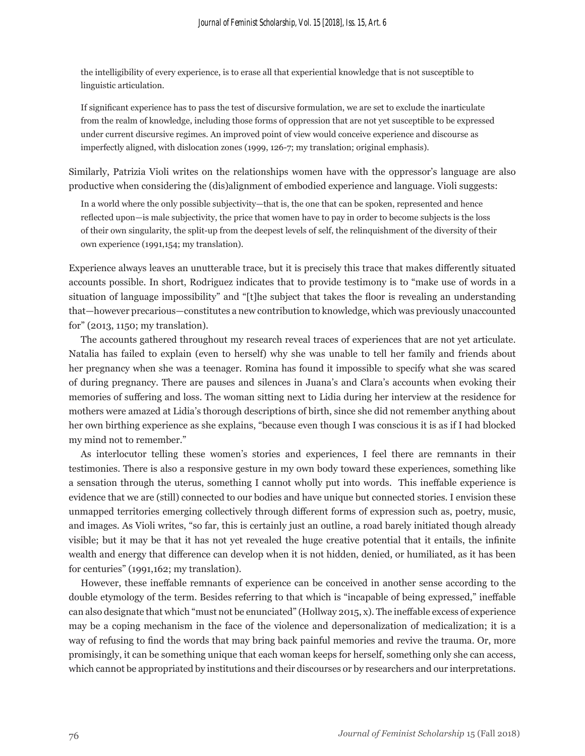> the intelligibility of every experience, is to erase all that experiential knowledge that is not susceptible to linguistic articulation.
>
> If significant experience has to pass the test of discursive formulation, we are set to exclude the inarticulate from the realm of knowledge, including those forms of oppression that are not yet susceptible to be expressed under current discursive regimes. An improved point of view would conceive experience and discourse as imperfectly aligned, with dislocation zones (1999, 126-7; my translation; original emphasis).

Similarly, Patrizia Violi writes on the relationships women have with the oppressor's language are also productive when considering the (dis)alignment of embodied experience and language. Violi suggests:

> In a world where the only possible subjectivity—that is, the one that can be spoken, represented and hence reflected upon—is male subjectivity, the price that women have to pay in order to become subjects is the loss of their own singularity, the split-up from the deepest levels of self, the relinquishment of the diversity of their own experience (1991,154; my translation).

Experience always leaves an unutterable trace, but it is precisely this trace that makes differently situated accounts possible. In short, Rodriguez indicates that to provide testimony is to "make use of words in a situation of language impossibility" and "[t]he subject that takes the floor is revealing an understanding that—however precarious—constitutes a new contribution to knowledge, which was previously unaccounted for" (2013, 1150; my translation).

The accounts gathered throughout my research reveal traces of experiences that are not yet articulate. Natalia has failed to explain (even to herself) why she was unable to tell her family and friends about her pregnancy when she was a teenager. Romina has found it impossible to specify what she was scared of during pregnancy. There are pauses and silences in Juana's and Clara's accounts when evoking their memories of suffering and loss. The woman sitting next to Lidia during her interview at the residence for mothers were amazed at Lidia's thorough descriptions of birth, since she did not remember anything about her own birthing experience as she explains, "because even though I was conscious it is as if I had blocked my mind not to remember."

As interlocutor telling these women's stories and experiences, I feel there are remnants in their testimonies. There is also a responsive gesture in my own body toward these experiences, something like a sensation through the uterus, something I cannot wholly put into words. This ineffable experience is evidence that we are (still) connected to our bodies and have unique but connected stories. I envision these unmapped territories emerging collectively through different forms of expression such as, poetry, music, and images. As Violi writes, "so far, this is certainly just an outline, a road barely initiated though already visible; but it may be that it has not yet revealed the huge creative potential that it entails, the infinite wealth and energy that difference can develop when it is not hidden, denied, or humiliated, as it has been for centuries" (1991,162; my translation).

However, these ineffable remnants of experience can be conceived in another sense according to the double etymology of the term. Besides referring to that which is "incapable of being expressed," ineffable can also designate that which "must not be enunciated" (Hollway 2015, x). The ineffable excess of experience may be a coping mechanism in the face of the violence and depersonalization of medicalization; it is a way of refusing to find the words that may bring back painful memories and revive the trauma. Or, more promisingly, it can be something unique that each woman keeps for herself, something only she can access, which cannot be appropriated by institutions and their discourses or by researchers and our interpretations.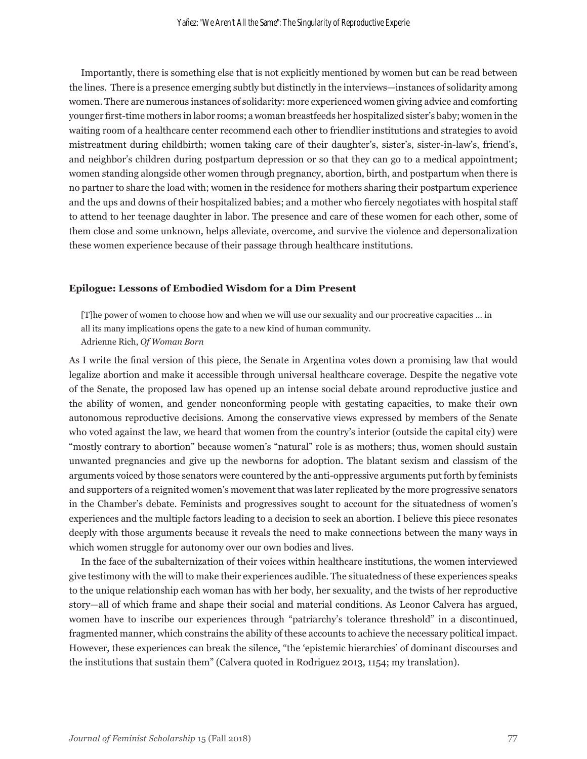Importantly, there is something else that is not explicitly mentioned by women but can be read between the lines. There is a presence emerging subtly but distinctly in the interviews—instances of solidarity among women. There are numerous instances of solidarity: more experienced women giving advice and comforting younger first-time mothers in labor rooms; a woman breastfeeds her hospitalized sister's baby; women in the waiting room of a healthcare center recommend each other to friendlier institutions and strategies to avoid mistreatment during childbirth; women taking care of their daughter's, sister's, sister-in-law's, friend's, and neighbor's children during postpartum depression or so that they can go to a medical appointment; women standing alongside other women through pregnancy, abortion, birth, and postpartum when there is no partner to share the load with; women in the residence for mothers sharing their postpartum experience and the ups and downs of their hospitalized babies; and a mother who fiercely negotiates with hospital staff to attend to her teenage daughter in labor. The presence and care of these women for each other, some of them close and some unknown, helps alleviate, overcome, and survive the violence and depersonalization these women experience because of their passage through healthcare institutions.

### Epilogue: Lessons of Embodied Wisdom for a Dim Present

> [T]he power of women to choose how and when we will use our sexuality and our procreative capacities … in all its many implications opens the gate to a new kind of human community.
> Adrienne Rich, *Of Woman Born*

As I write the final version of this piece, the Senate in Argentina votes down a promising law that would legalize abortion and make it accessible through universal healthcare coverage. Despite the negative vote of the Senate, the proposed law has opened up an intense social debate around reproductive justice and the ability of women, and gender nonconforming people with gestating capacities, to make their own autonomous reproductive decisions. Among the conservative views expressed by members of the Senate who voted against the law, we heard that women from the country's interior (outside the capital city) were "mostly contrary to abortion" because women's "natural" role is as mothers; thus, women should sustain unwanted pregnancies and give up the newborns for adoption. The blatant sexism and classism of the arguments voiced by those senators were countered by the anti-oppressive arguments put forth by feminists and supporters of a reignited women's movement that was later replicated by the more progressive senators in the Chamber's debate. Feminists and progressives sought to account for the situatedness of women's experiences and the multiple factors leading to a decision to seek an abortion. I believe this piece resonates deeply with those arguments because it reveals the need to make connections between the many ways in which women struggle for autonomy over our own bodies and lives.

In the face of the subalternization of their voices within healthcare institutions, the women interviewed give testimony with the will to make their experiences audible. The situatedness of these experiences speaks to the unique relationship each woman has with her body, her sexuality, and the twists of her reproductive story—all of which frame and shape their social and material conditions. As Leonor Calvera has argued, women have to inscribe our experiences through "patriarchy's tolerance threshold" in a discontinued, fragmented manner, which constrains the ability of these accounts to achieve the necessary political impact. However, these experiences can break the silence, "the 'epistemic hierarchies' of dominant discourses and the institutions that sustain them" (Calvera quoted in Rodriguez 2013, 1154; my translation).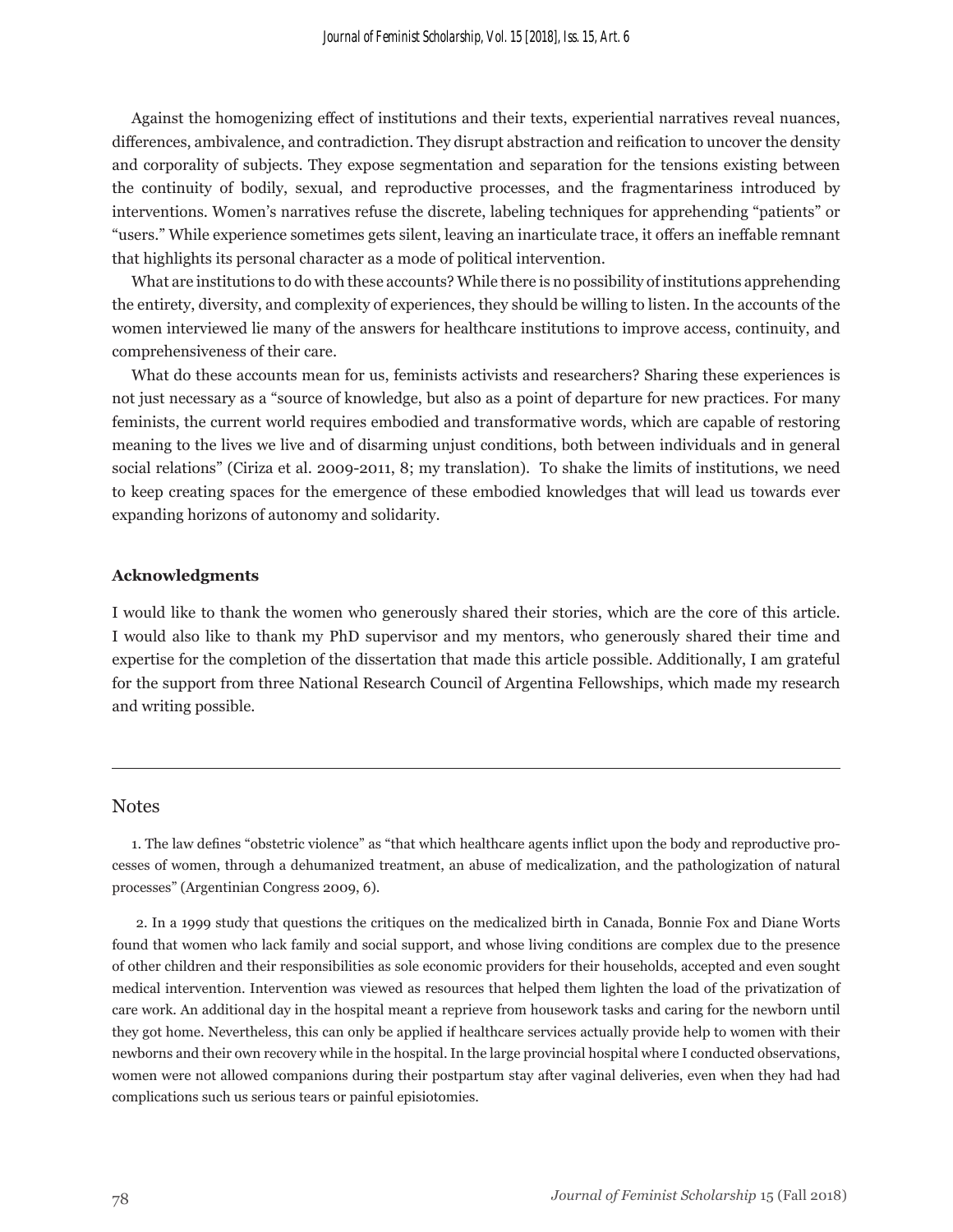Against the homogenizing effect of institutions and their texts, experiential narratives reveal nuances, differences, ambivalence, and contradiction. They disrupt abstraction and reification to uncover the density and corporality of subjects. They expose segmentation and separation for the tensions existing between the continuity of bodily, sexual, and reproductive processes, and the fragmentariness introduced by interventions. Women's narratives refuse the discrete, labeling techniques for apprehending "patients" or "users." While experience sometimes gets silent, leaving an inarticulate trace, it offers an ineffable remnant that highlights its personal character as a mode of political intervention.

What are institutions to do with these accounts? While there is no possibility of institutions apprehending the entirety, diversity, and complexity of experiences, they should be willing to listen. In the accounts of the women interviewed lie many of the answers for healthcare institutions to improve access, continuity, and comprehensiveness of their care.

What do these accounts mean for us, feminists activists and researchers? Sharing these experiences is not just necessary as a "source of knowledge, but also as a point of departure for new practices. For many feminists, the current world requires embodied and transformative words, which are capable of restoring meaning to the lives we live and of disarming unjust conditions, both between individuals and in general social relations" (Ciriza et al. 2009-2011, 8; my translation). To shake the limits of institutions, we need to keep creating spaces for the emergence of these embodied knowledges that will lead us towards ever expanding horizons of autonomy and solidarity.

**Acknowledgments**

I would like to thank the women who generously shared their stories, which are the core of this article. I would also like to thank my PhD supervisor and my mentors, who generously shared their time and expertise for the completion of the dissertation that made this article possible. Additionally, I am grateful for the support from three National Research Council of Argentina Fellowships, which made my research and writing possible.

---

## Notes

1. The law defines "obstetric violence" as "that which healthcare agents inflict upon the body and reproductive processes of women, through a dehumanized treatment, an abuse of medicalization, and the pathologization of natural processes" (Argentinian Congress 2009, 6).

2. In a 1999 study that questions the critiques on the medicalized birth in Canada, Bonnie Fox and Diane Worts found that women who lack family and social support, and whose living conditions are complex due to the presence of other children and their responsibilities as sole economic providers for their households, accepted and even sought medical intervention. Intervention was viewed as resources that helped them lighten the load of the privatization of care work. An additional day in the hospital meant a reprieve from housework tasks and caring for the newborn until they got home. Nevertheless, this can only be applied if healthcare services actually provide help to women with their newborns and their own recovery while in the hospital. In the large provincial hospital where I conducted observations, women were not allowed companions during their postpartum stay after vaginal deliveries, even when they had had complications such us serious tears or painful episiotomies.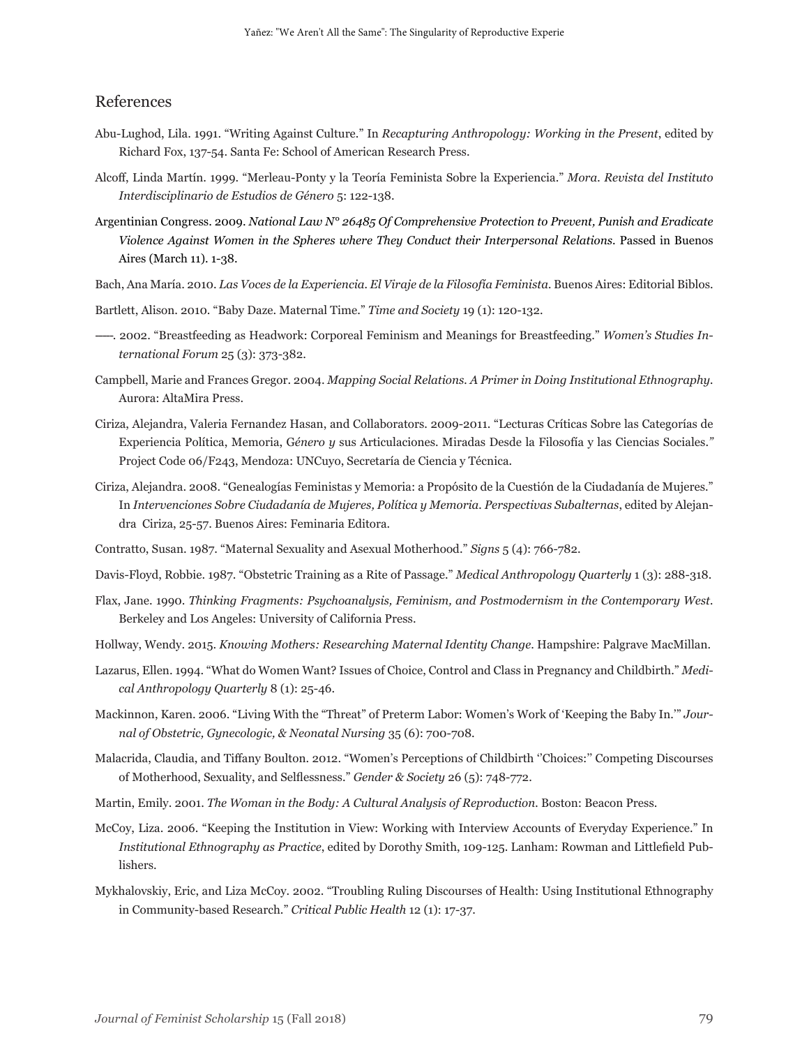## References

Abu-Lughod, Lila. 1991. "Writing Against Culture." In *Recapturing Anthropology: Working in the Present*, edited by Richard Fox, 137-54. Santa Fe: School of American Research Press.

Alcoff, Linda Martín. 1999. "Merleau-Ponty y la Teoría Feminista Sobre la Experiencia." *Mora. Revista del Instituto Interdisciplinario de Estudios de Género* 5: 122-138.

Argentinian Congress. 2009. *National Law N° 26485 Of Comprehensive Protection to Prevent, Punish and Eradicate Violence Against Women in the Spheres where They Conduct their Interpersonal Relations.* Passed in Buenos Aires (March 11). 1-38.

Bach, Ana María. 2010. *Las Voces de la Experiencia. El Viraje de la Filosofía Feminista*. Buenos Aires: Editorial Biblos.

Bartlett, Alison. 2010. "Baby Daze. Maternal Time." *Time and Society* 19 (1): 120-132.

——. 2002. "Breastfeeding as Headwork: Corporeal Feminism and Meanings for Breastfeeding." *Women's Studies International Forum* 25 (3): 373-382.

Campbell, Marie and Frances Gregor. 2004. *Mapping Social Relations. A Primer in Doing Institutional Ethnography.* Aurora: AltaMira Press.

Ciriza, Alejandra, Valeria Fernandez Hasan, and Collaborators. 2009-2011. "Lecturas Críticas Sobre las Categorías de Experiencia Política, Memoria, G*énero y* sus Articulaciones. Miradas Desde la Filosofía y las Ciencias Sociales." Project Code 06/F243, Mendoza: UNCuyo, Secretaría de Ciencia y Técnica.

Ciriza, Alejandra. 2008. "Genealogías Feministas y Memoria: a Propósito de la Cuestión de la Ciudadanía de Mujeres." In *Intervenciones Sobre Ciudadanía de Mujeres, Política y Memoria. Perspectivas Subalternas*, edited by Alejandra Ciriza, 25-57. Buenos Aires: Feminaria Editora.

Contratto, Susan. 1987. "Maternal Sexuality and Asexual Motherhood." *Signs* 5 (4): 766-782.

Davis-Floyd, Robbie. 1987. "Obstetric Training as a Rite of Passage." *Medical Anthropology Quarterly* 1 (3): 288-318.

Flax, Jane. 1990. *Thinking Fragments: Psychoanalysis, Feminism, and Postmodernism in the Contemporary West.* Berkeley and Los Angeles: University of California Press.

Hollway, Wendy. 2015. *Knowing Mothers: Researching Maternal Identity Change*. Hampshire: Palgrave MacMillan.

Lazarus, Ellen. 1994. "What do Women Want? Issues of Choice, Control and Class in Pregnancy and Childbirth." *Medical Anthropology Quarterly* 8 (1): 25-46.

Mackinnon, Karen. 2006. "Living With the "Threat" of Preterm Labor: Women's Work of 'Keeping the Baby In.'" *Journal of Obstetric, Gynecologic, & Neonatal Nursing* 35 (6): 700-708.

Malacrida, Claudia, and Tiffany Boulton. 2012. "Women's Perceptions of Childbirth ''Choices:'' Competing Discourses of Motherhood, Sexuality, and Selflessness." *Gender & Society* 26 (5): 748-772.

Martin, Emily. 2001. *The Woman in the Body: A Cultural Analysis of Reproduction.* Boston: Beacon Press.

McCoy, Liza. 2006. "Keeping the Institution in View: Working with Interview Accounts of Everyday Experience." In *Institutional Ethnography as Practice*, edited by Dorothy Smith, 109-125. Lanham: Rowman and Littlefield Publishers.

Mykhalovskiy, Eric, and Liza McCoy. 2002. "Troubling Ruling Discourses of Health: Using Institutional Ethnography in Community-based Research." *Critical Public Health* 12 (1): 17-37.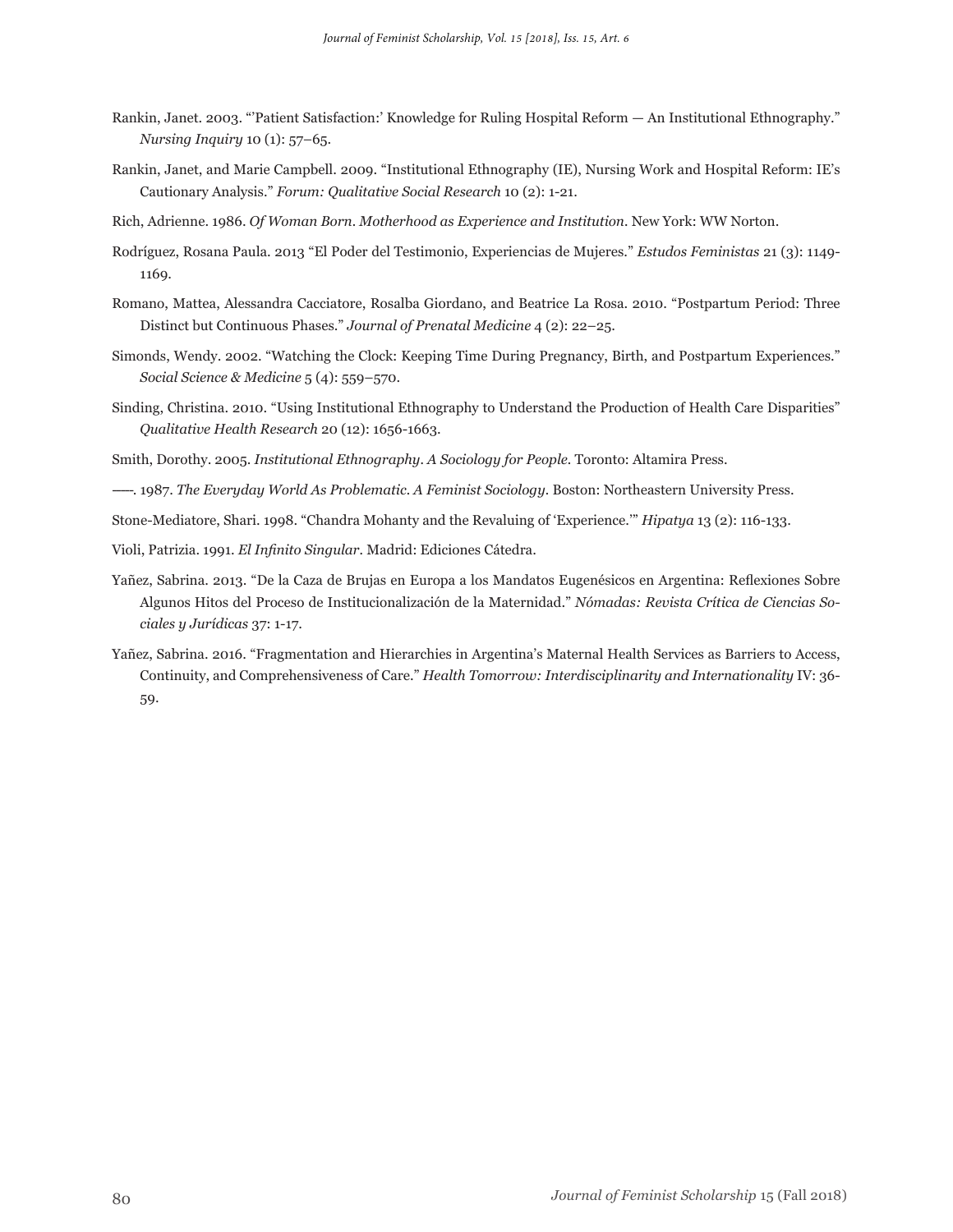Rankin, Janet. 2003. "'Patient Satisfaction:' Knowledge for Ruling Hospital Reform — An Institutional Ethnography." *Nursing Inquiry* 10 (1): 57–65.

Rankin, Janet, and Marie Campbell. 2009. "Institutional Ethnography (IE), Nursing Work and Hospital Reform: IE's Cautionary Analysis." *Forum: Qualitative Social Research* 10 (2): 1-21.

Rich, Adrienne. 1986. *Of Woman Born. Motherhood as Experience and Institution*. New York: WW Norton.

Rodríguez, Rosana Paula. 2013 "El Poder del Testimonio, Experiencias de Mujeres." *Estudos Feministas* 21 (3): 1149-1169.

Romano, Mattea, Alessandra Cacciatore, Rosalba Giordano, and Beatrice La Rosa. 2010. "Postpartum Period: Three Distinct but Continuous Phases." *Journal of Prenatal Medicine* 4 (2): 22–25.

Simonds, Wendy. 2002. "Watching the Clock: Keeping Time During Pregnancy, Birth, and Postpartum Experiences." *Social Science & Medicine* 5 (4): 559–570.

Sinding, Christina. 2010. "Using Institutional Ethnography to Understand the Production of Health Care Disparities" *Qualitative Health Research* 20 (12): 1656-1663.

Smith, Dorothy. 2005. *Institutional Ethnography. A Sociology for People*. Toronto: Altamira Press.

——. 1987. *The Everyday World As Problematic. A Feminist Sociology*. Boston: Northeastern University Press.

Stone-Mediatore, Shari. 1998. "Chandra Mohanty and the Revaluing of 'Experience.'" *Hipatya* 13 (2): 116-133.

Violi, Patrizia. 1991. *El Infinito Singular*. Madrid: Ediciones Cátedra.

Yañez, Sabrina. 2013. "De la Caza de Brujas en Europa a los Mandatos Eugenésicos en Argentina: Reflexiones Sobre Algunos Hitos del Proceso de Institucionalización de la Maternidad." *Nómadas: Revista Crítica de Ciencias Sociales y Jurídicas* 37: 1-17.

Yañez, Sabrina. 2016. "Fragmentation and Hierarchies in Argentina's Maternal Health Services as Barriers to Access, Continuity, and Comprehensiveness of Care." *Health Tomorrow: Interdisciplinarity and Internationality* IV: 36-59.